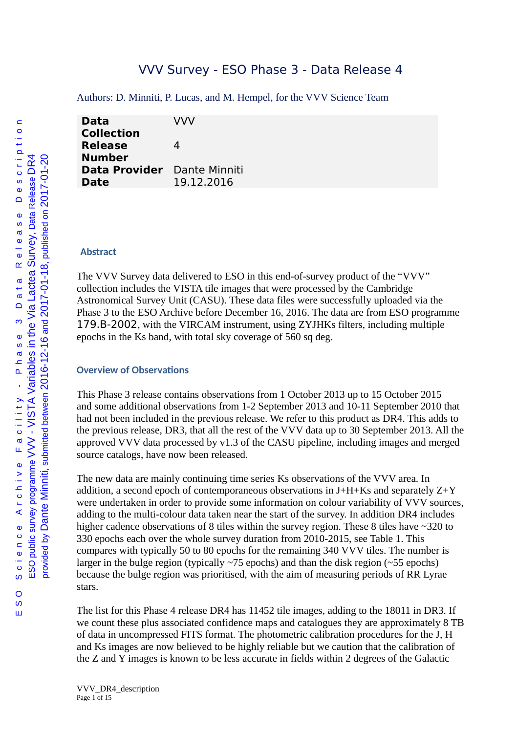# VVV Survey - ESO Phase 3 - Data Release 4

Authors: D. Minniti, P. Lucas, and M. Hempel, for the VVV Science Team

| | |
|---|---|
| **Data Collection** | VVV |
| **Release Number** | 4 |
| **Data Provider** | Dante Minniti |
| **Date** | 19.12.2016 |

## Abstract

The VVV Survey data delivered to ESO in this end-of-survey product of the "VVV" collection includes the VISTA tile images that were processed by the Cambridge Astronomical Survey Unit (CASU). These data files were successfully uploaded via the Phase 3 to the ESO Archive before December 16, 2016. The data are from ESO programme 179.B-2002, with the VIRCAM instrument, using ZYJHKs filters, including multiple epochs in the Ks band, with total sky coverage of 560 sq deg.

## Overview of Observations

This Phase 3 release contains observations from 1 October 2013 up to 15 October 2015 and some additional observations from 1-2 September 2013 and 10-11 September 2010 that had not been included in the previous release. We refer to this product as DR4. This adds to the previous release, DR3, that all the rest of the VVV data up to 30 September 2013. All the approved VVV data processed by v1.3 of the CASU pipeline, including images and merged source catalogs, have now been released.

The new data are mainly continuing time series Ks observations of the VVV area. In addition, a second epoch of contemporaneous observations in J+H+Ks and separately Z+Y were undertaken in order to provide some information on colour variability of VVV sources, adding to the multi-colour data taken near the start of the survey. In addition DR4 includes higher cadence observations of 8 tiles within the survey region. These 8 tiles have ~320 to 330 epochs each over the whole survey duration from 2010-2015, see Table 1. This compares with typically 50 to 80 epochs for the remaining 340 VVV tiles. The number is larger in the bulge region (typically ~75 epochs) and than the disk region (~55 epochs) because the bulge region was prioritised, with the aim of measuring periods of RR Lyrae stars.

The list for this Phase 4 release DR4 has 11452 tile images, adding to the 18011 in DR3. If we count these plus associated confidence maps and catalogues they are approximately 8 TB of data in uncompressed FITS format. The photometric calibration procedures for the J, H and Ks images are now believed to be highly reliable but we caution that the calibration of the Z and Y images is known to be less accurate in fields within 2 degrees of the Galactic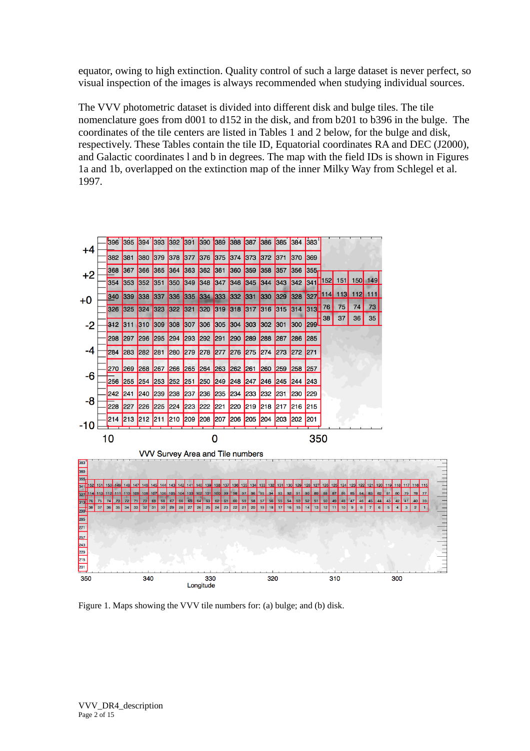equator, owing to high extinction. Quality control of such a large dataset is never perfect, so visual inspection of the images is always recommended when studying individual sources.

The VVV photometric dataset is divided into different disk and bulge tiles. The tile nomenclature goes from d001 to d152 in the disk, and from b201 to b396 in the bulge. The coordinates of the tile centers are listed in Tables 1 and 2 below, for the bulge and disk, respectively. These Tables contain the tile ID, Equatorial coordinates RA and DEC (J2000), and Galactic coordinates l and b in degrees. The map with the field IDs is shown in Figures 1a and 1b, overlapped on the extinction map of the inner Milky Way from Schlegel et al. 1997.

Figure 1. Maps showing the VVV tile numbers for: (a) bulge; and (b) disk.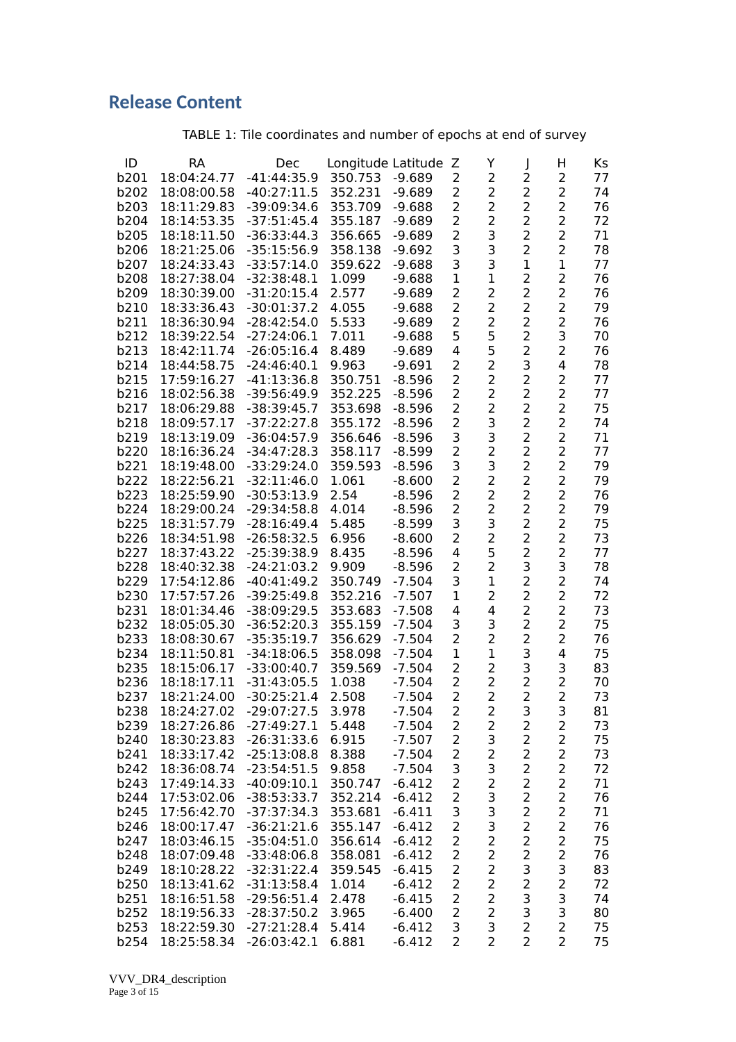## Release Content

TABLE 1: Tile coordinates and number of epochs at end of survey

| ID | RA | Dec | Longitude | Latitude | Z | Y | J | H | Ks |
|---|---|---|---|---|---|---|---|---|---|
| b201 | 18:04:24.77 | -41:44:35.9 | 350.753 | -9.689 | 2 | 2 | 2 | 2 | 77 |
| b202 | 18:08:00.58 | -40:27:11.5 | 352.231 | -9.689 | 2 | 2 | 2 | 2 | 74 |
| b203 | 18:11:29.83 | -39:09:34.6 | 353.709 | -9.688 | 2 | 2 | 2 | 2 | 76 |
| b204 | 18:14:53.35 | -37:51:45.4 | 355.187 | -9.689 | 2 | 2 | 2 | 2 | 72 |
| b205 | 18:18:11.50 | -36:33:44.3 | 356.665 | -9.689 | 2 | 3 | 2 | 2 | 71 |
| b206 | 18:21:25.06 | -35:15:56.9 | 358.138 | -9.692 | 3 | 3 | 2 | 2 | 78 |
| b207 | 18:24:33.43 | -33:57:14.0 | 359.622 | -9.688 | 3 | 3 | 1 | 1 | 77 |
| b208 | 18:27:38.04 | -32:38:48.1 | 1.099 | -9.688 | 1 | 1 | 2 | 2 | 76 |
| b209 | 18:30:39.00 | -31:20:15.4 | 2.577 | -9.689 | 2 | 2 | 2 | 2 | 76 |
| b210 | 18:33:36.43 | -30:01:37.2 | 4.055 | -9.688 | 2 | 2 | 2 | 2 | 79 |
| b211 | 18:36:30.94 | -28:42:54.0 | 5.533 | -9.689 | 2 | 2 | 2 | 2 | 76 |
| b212 | 18:39:22.54 | -27:24:06.1 | 7.011 | -9.688 | 5 | 5 | 2 | 3 | 70 |
| b213 | 18:42:11.74 | -26:05:16.4 | 8.489 | -9.689 | 4 | 5 | 2 | 2 | 76 |
| b214 | 18:44:58.75 | -24:46:40.1 | 9.963 | -9.691 | 2 | 2 | 3 | 4 | 78 |
| b215 | 17:59:16.27 | -41:13:36.8 | 350.751 | -8.596 | 2 | 2 | 2 | 2 | 77 |
| b216 | 18:02:56.38 | -39:56:49.9 | 352.225 | -8.596 | 2 | 2 | 2 | 2 | 77 |
| b217 | 18:06:29.88 | -38:39:45.7 | 353.698 | -8.596 | 2 | 2 | 2 | 2 | 75 |
| b218 | 18:09:57.17 | -37:22:27.8 | 355.172 | -8.596 | 2 | 3 | 2 | 2 | 74 |
| b219 | 18:13:19.09 | -36:04:57.9 | 356.646 | -8.596 | 3 | 3 | 2 | 2 | 71 |
| b220 | 18:16:36.24 | -34:47:28.3 | 358.117 | -8.599 | 2 | 2 | 2 | 2 | 77 |
| b221 | 18:19:48.00 | -33:29:24.0 | 359.593 | -8.596 | 3 | 3 | 2 | 2 | 79 |
| b222 | 18:22:56.21 | -32:11:46.0 | 1.061 | -8.600 | 2 | 2 | 2 | 2 | 79 |
| b223 | 18:25:59.90 | -30:53:13.9 | 2.54 | -8.596 | 2 | 2 | 2 | 2 | 76 |
| b224 | 18:29:00.24 | -29:34:58.8 | 4.014 | -8.596 | 2 | 2 | 2 | 2 | 79 |
| b225 | 18:31:57.79 | -28:16:49.4 | 5.485 | -8.599 | 3 | 3 | 2 | 2 | 75 |
| b226 | 18:34:51.98 | -26:58:32.5 | 6.956 | -8.600 | 2 | 2 | 2 | 2 | 73 |
| b227 | 18:37:43.22 | -25:39:38.9 | 8.435 | -8.596 | 4 | 5 | 2 | 2 | 77 |
| b228 | 18:40:32.38 | -24:21:03.2 | 9.909 | -8.596 | 2 | 2 | 3 | 3 | 78 |
| b229 | 17:54:12.86 | -40:41:49.2 | 350.749 | -7.504 | 3 | 1 | 2 | 2 | 74 |
| b230 | 17:57:57.26 | -39:25:49.8 | 352.216 | -7.507 | 1 | 2 | 2 | 2 | 72 |
| b231 | 18:01:34.46 | -38:09:29.5 | 353.683 | -7.508 | 4 | 4 | 2 | 2 | 73 |
| b232 | 18:05:05.30 | -36:52:20.3 | 355.159 | -7.504 | 3 | 3 | 2 | 2 | 75 |
| b233 | 18:08:30.67 | -35:35:19.7 | 356.629 | -7.504 | 2 | 2 | 2 | 2 | 76 |
| b234 | 18:11:50.81 | -34:18:06.5 | 358.098 | -7.504 | 1 | 1 | 3 | 4 | 75 |
| b235 | 18:15:06.17 | -33:00:40.7 | 359.569 | -7.504 | 2 | 2 | 3 | 3 | 83 |
| b236 | 18:18:17.11 | -31:43:05.5 | 1.038 | -7.504 | 2 | 2 | 2 | 2 | 70 |
| b237 | 18:21:24.00 | -30:25:21.4 | 2.508 | -7.504 | 2 | 2 | 2 | 2 | 73 |
| b238 | 18:24:27.02 | -29:07:27.5 | 3.978 | -7.504 | 2 | 2 | 3 | 3 | 81 |
| b239 | 18:27:26.86 | -27:49:27.1 | 5.448 | -7.504 | 2 | 2 | 2 | 2 | 73 |
| b240 | 18:30:23.83 | -26:31:33.6 | 6.915 | -7.507 | 2 | 3 | 2 | 2 | 75 |
| b241 | 18:33:17.42 | -25:13:08.8 | 8.388 | -7.504 | 2 | 2 | 2 | 2 | 73 |
| b242 | 18:36:08.74 | -23:54:51.5 | 9.858 | -7.504 | 3 | 3 | 2 | 2 | 72 |
| b243 | 17:49:14.33 | -40:09:10.1 | 350.747 | -6.412 | 2 | 2 | 2 | 2 | 71 |
| b244 | 17:53:02.06 | -38:53:33.7 | 352.214 | -6.412 | 2 | 3 | 2 | 2 | 76 |
| b245 | 17:56:42.70 | -37:37:34.3 | 353.681 | -6.411 | 3 | 3 | 2 | 2 | 71 |
| b246 | 18:00:17.47 | -36:21:21.6 | 355.147 | -6.412 | 2 | 3 | 2 | 2 | 76 |
| b247 | 18:03:46.15 | -35:04:51.0 | 356.614 | -6.412 | 2 | 2 | 2 | 2 | 75 |
| b248 | 18:07:09.48 | -33:48:06.8 | 358.081 | -6.412 | 2 | 2 | 2 | 2 | 76 |
| b249 | 18:10:28.22 | -32:31:22.4 | 359.545 | -6.415 | 2 | 2 | 3 | 3 | 83 |
| b250 | 18:13:41.62 | -31:13:58.4 | 1.014 | -6.412 | 2 | 2 | 2 | 2 | 72 |
| b251 | 18:16:51.58 | -29:56:51.4 | 2.478 | -6.415 | 2 | 2 | 3 | 3 | 74 |
| b252 | 18:19:56.33 | -28:37:50.2 | 3.965 | -6.400 | 2 | 2 | 3 | 3 | 80 |
| b253 | 18:22:59.30 | -27:21:28.4 | 5.414 | -6.412 | 3 | 3 | 2 | 2 | 75 |
| b254 | 18:25:58.34 | -26:03:42.1 | 6.881 | -6.412 | 2 | 2 | 2 | 2 | 75 |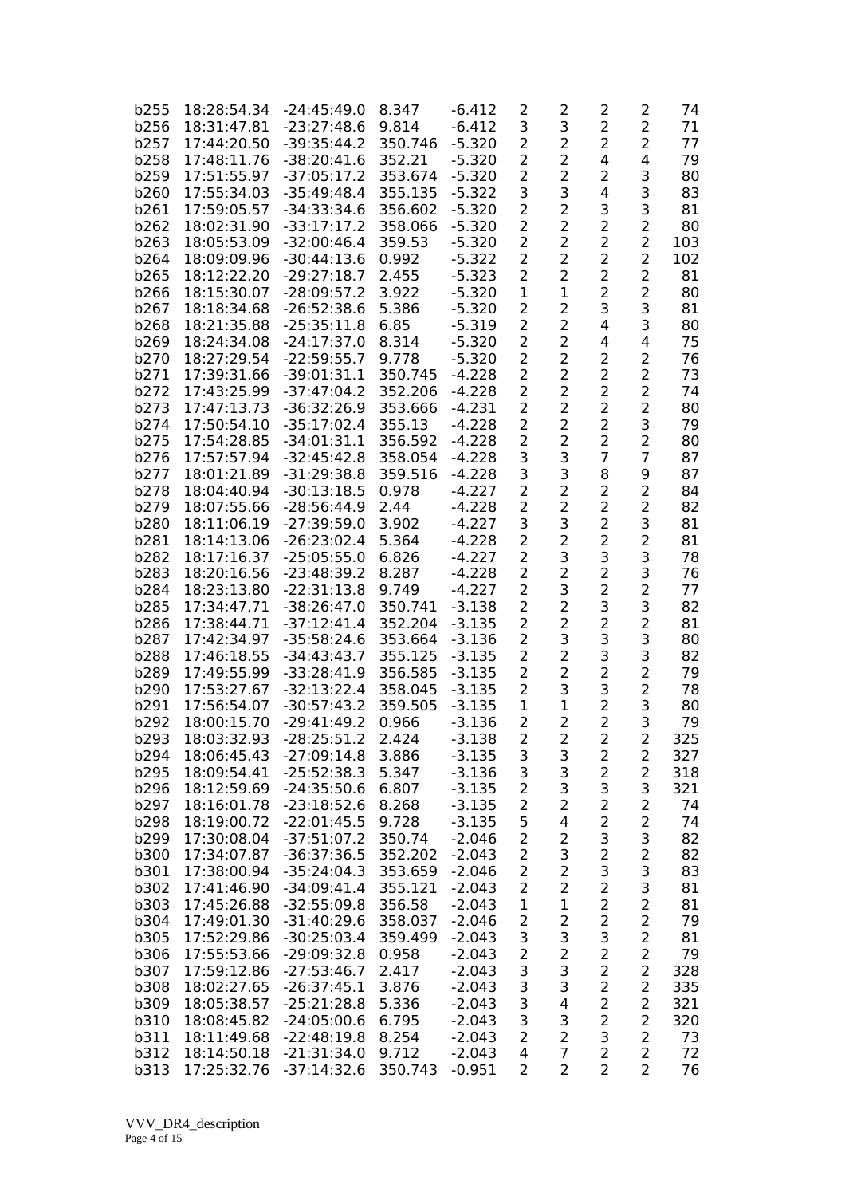| b255 | 18:28:54.34 | -24:45:49.0 | 8.347 | -6.412 | 2 | 2 | 2 | 2 | 74 |
|---|---|---|---|---|---|---|---|---|---|
| b256 | 18:31:47.81 | -23:27:48.6 | 9.814 | -6.412 | 3 | 3 | 2 | 2 | 71 |
| b257 | 17:44:20.50 | -39:35:44.2 | 350.746 | -5.320 | 2 | 2 | 2 | 2 | 77 |
| b258 | 17:48:11.76 | -38:20:41.6 | 352.21 | -5.320 | 2 | 2 | 4 | 4 | 79 |
| b259 | 17:51:55.97 | -37:05:17.2 | 353.674 | -5.320 | 2 | 2 | 2 | 3 | 80 |
| b260 | 17:55:34.03 | -35:49:48.4 | 355.135 | -5.322 | 3 | 3 | 4 | 3 | 83 |
| b261 | 17:59:05.57 | -34:33:34.6 | 356.602 | -5.320 | 2 | 2 | 3 | 3 | 81 |
| b262 | 18:02:31.90 | -33:17:17.2 | 358.066 | -5.320 | 2 | 2 | 2 | 2 | 80 |
| b263 | 18:05:53.09 | -32:00:46.4 | 359.53 | -5.320 | 2 | 2 | 2 | 2 | 103 |
| b264 | 18:09:09.96 | -30:44:13.6 | 0.992 | -5.322 | 2 | 2 | 2 | 2 | 102 |
| b265 | 18:12:22.20 | -29:27:18.7 | 2.455 | -5.323 | 2 | 2 | 2 | 2 | 81 |
| b266 | 18:15:30.07 | -28:09:57.2 | 3.922 | -5.320 | 1 | 1 | 2 | 2 | 80 |
| b267 | 18:18:34.68 | -26:52:38.6 | 5.386 | -5.320 | 2 | 2 | 3 | 3 | 81 |
| b268 | 18:21:35.88 | -25:35:11.8 | 6.85 | -5.319 | 2 | 2 | 4 | 3 | 80 |
| b269 | 18:24:34.08 | -24:17:37.0 | 8.314 | -5.320 | 2 | 2 | 4 | 4 | 75 |
| b270 | 18:27:29.54 | -22:59:55.7 | 9.778 | -5.320 | 2 | 2 | 2 | 2 | 76 |
| b271 | 17:39:31.66 | -39:01:31.1 | 350.745 | -4.228 | 2 | 2 | 2 | 2 | 73 |
| b272 | 17:43:25.99 | -37:47:04.2 | 352.206 | -4.228 | 2 | 2 | 2 | 2 | 74 |
| b273 | 17:47:13.73 | -36:32:26.9 | 353.666 | -4.231 | 2 | 2 | 2 | 2 | 80 |
| b274 | 17:50:54.10 | -35:17:02.4 | 355.13 | -4.228 | 2 | 2 | 2 | 3 | 79 |
| b275 | 17:54:28.85 | -34:01:31.1 | 356.592 | -4.228 | 2 | 2 | 2 | 2 | 80 |
| b276 | 17:57:57.94 | -32:45:42.8 | 358.054 | -4.228 | 3 | 3 | 7 | 7 | 87 |
| b277 | 18:01:21.89 | -31:29:38.8 | 359.516 | -4.228 | 3 | 3 | 8 | 9 | 87 |
| b278 | 18:04:40.94 | -30:13:18.5 | 0.978 | -4.227 | 2 | 2 | 2 | 2 | 84 |
| b279 | 18:07:55.66 | -28:56:44.9 | 2.44 | -4.228 | 2 | 2 | 2 | 2 | 82 |
| b280 | 18:11:06.19 | -27:39:59.0 | 3.902 | -4.227 | 3 | 3 | 2 | 3 | 81 |
| b281 | 18:14:13.06 | -26:23:02.4 | 5.364 | -4.228 | 2 | 2 | 2 | 2 | 81 |
| b282 | 18:17:16.37 | -25:05:55.0 | 6.826 | -4.227 | 2 | 3 | 3 | 3 | 78 |
| b283 | 18:20:16.56 | -23:48:39.2 | 8.287 | -4.228 | 2 | 2 | 2 | 3 | 76 |
| b284 | 18:23:13.80 | -22:31:13.8 | 9.749 | -4.227 | 2 | 3 | 2 | 2 | 77 |
| b285 | 17:34:47.71 | -38:26:47.0 | 350.741 | -3.138 | 2 | 2 | 3 | 3 | 82 |
| b286 | 17:38:44.71 | -37:12:41.4 | 352.204 | -3.135 | 2 | 2 | 2 | 2 | 81 |
| b287 | 17:42:34.97 | -35:58:24.6 | 353.664 | -3.136 | 2 | 3 | 3 | 3 | 80 |
| b288 | 17:46:18.55 | -34:43:43.7 | 355.125 | -3.135 | 2 | 2 | 3 | 3 | 82 |
| b289 | 17:49:55.99 | -33:28:41.9 | 356.585 | -3.135 | 2 | 2 | 2 | 2 | 79 |
| b290 | 17:53:27.67 | -32:13:22.4 | 358.045 | -3.135 | 2 | 3 | 3 | 2 | 78 |
| b291 | 17:56:54.07 | -30:57:43.2 | 359.505 | -3.135 | 1 | 1 | 2 | 3 | 80 |
| b292 | 18:00:15.70 | -29:41:49.2 | 0.966 | -3.136 | 2 | 2 | 2 | 3 | 79 |
| b293 | 18:03:32.93 | -28:25:51.2 | 2.424 | -3.138 | 2 | 2 | 2 | 2 | 325 |
| b294 | 18:06:45.43 | -27:09:14.8 | 3.886 | -3.135 | 3 | 3 | 2 | 2 | 327 |
| b295 | 18:09:54.41 | -25:52:38.3 | 5.347 | -3.136 | 3 | 3 | 2 | 2 | 318 |
| b296 | 18:12:59.69 | -24:35:50.6 | 6.807 | -3.135 | 2 | 3 | 3 | 3 | 321 |
| b297 | 18:16:01.78 | -23:18:52.6 | 8.268 | -3.135 | 2 | 2 | 2 | 2 | 74 |
| b298 | 18:19:00.72 | -22:01:45.5 | 9.728 | -3.135 | 5 | 4 | 2 | 2 | 74 |
| b299 | 17:30:08.04 | -37:51:07.2 | 350.74 | -2.046 | 2 | 2 | 3 | 3 | 82 |
| b300 | 17:34:07.87 | -36:37:36.5 | 352.202 | -2.043 | 2 | 3 | 2 | 2 | 82 |
| b301 | 17:38:00.94 | -35:24:04.3 | 353.659 | -2.046 | 2 | 2 | 3 | 3 | 83 |
| b302 | 17:41:46.90 | -34:09:41.4 | 355.121 | -2.043 | 2 | 2 | 2 | 3 | 81 |
| b303 | 17:45:26.88 | -32:55:09.8 | 356.58 | -2.043 | 1 | 1 | 2 | 2 | 81 |
| b304 | 17:49:01.30 | -31:40:29.6 | 358.037 | -2.046 | 2 | 2 | 2 | 2 | 79 |
| b305 | 17:52:29.86 | -30:25:03.4 | 359.499 | -2.043 | 3 | 3 | 3 | 2 | 81 |
| b306 | 17:55:53.66 | -29:09:32.8 | 0.958 | -2.043 | 2 | 2 | 2 | 2 | 79 |
| b307 | 17:59:12.86 | -27:53:46.7 | 2.417 | -2.043 | 3 | 3 | 2 | 2 | 328 |
| b308 | 18:02:27.65 | -26:37:45.1 | 3.876 | -2.043 | 3 | 3 | 2 | 2 | 335 |
| b309 | 18:05:38.57 | -25:21:28.8 | 5.336 | -2.043 | 3 | 4 | 2 | 2 | 321 |
| b310 | 18:08:45.82 | -24:05:00.6 | 6.795 | -2.043 | 3 | 3 | 2 | 2 | 320 |
| b311 | 18:11:49.68 | -22:48:19.8 | 8.254 | -2.043 | 2 | 2 | 3 | 2 | 73 |
| b312 | 18:14:50.18 | -21:31:34.0 | 9.712 | -2.043 | 4 | 7 | 2 | 2 | 72 |
| b313 | 17:25:32.76 | -37:14:32.6 | 350.743 | -0.951 | 2 | 2 | 2 | 2 | 76 |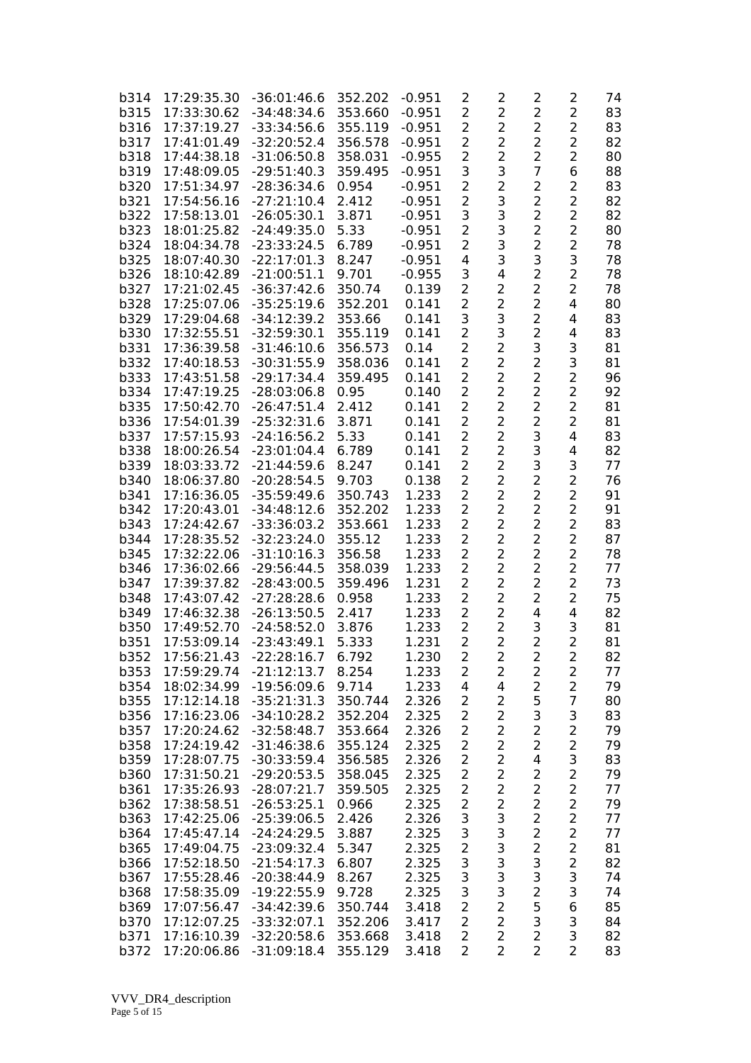| | | | | | | | | | |
|---|---|---|---|---|---|---|---|---|---|
| b314 | 17:29:35.30 | -36:01:46.6 | 352.202 | -0.951 | 2 | 2 | 2 | 2 | 74 |
| b315 | 17:33:30.62 | -34:48:34.6 | 353.660 | -0.951 | 2 | 2 | 2 | 2 | 83 |
| b316 | 17:37:19.27 | -33:34:56.6 | 355.119 | -0.951 | 2 | 2 | 2 | 2 | 83 |
| b317 | 17:41:01.49 | -32:20:52.4 | 356.578 | -0.951 | 2 | 2 | 2 | 2 | 82 |
| b318 | 17:44:38.18 | -31:06:50.8 | 358.031 | -0.955 | 2 | 2 | 2 | 2 | 80 |
| b319 | 17:48:09.05 | -29:51:40.3 | 359.495 | -0.951 | 3 | 3 | 7 | 6 | 88 |
| b320 | 17:51:34.97 | -28:36:34.6 | 0.954 | -0.951 | 2 | 2 | 2 | 2 | 83 |
| b321 | 17:54:56.16 | -27:21:10.4 | 2.412 | -0.951 | 2 | 3 | 2 | 2 | 82 |
| b322 | 17:58:13.01 | -26:05:30.1 | 3.871 | -0.951 | 3 | 3 | 2 | 2 | 82 |
| b323 | 18:01:25.82 | -24:49:35.0 | 5.33 | -0.951 | 2 | 3 | 2 | 2 | 80 |
| b324 | 18:04:34.78 | -23:33:24.5 | 6.789 | -0.951 | 2 | 3 | 2 | 2 | 78 |
| b325 | 18:07:40.30 | -22:17:01.3 | 8.247 | -0.951 | 4 | 3 | 3 | 3 | 78 |
| b326 | 18:10:42.89 | -21:00:51.1 | 9.701 | -0.955 | 3 | 4 | 2 | 2 | 78 |
| b327 | 17:21:02.45 | -36:37:42.6 | 350.74 | 0.139 | 2 | 2 | 2 | 2 | 78 |
| b328 | 17:25:07.06 | -35:25:19.6 | 352.201 | 0.141 | 2 | 2 | 2 | 4 | 80 |
| b329 | 17:29:04.68 | -34:12:39.2 | 353.66 | 0.141 | 3 | 3 | 2 | 4 | 83 |
| b330 | 17:32:55.51 | -32:59:30.1 | 355.119 | 0.141 | 2 | 3 | 2 | 4 | 83 |
| b331 | 17:36:39.58 | -31:46:10.6 | 356.573 | 0.14 | 2 | 2 | 3 | 3 | 81 |
| b332 | 17:40:18.53 | -30:31:55.9 | 358.036 | 0.141 | 2 | 2 | 2 | 3 | 81 |
| b333 | 17:43:51.58 | -29:17:34.4 | 359.495 | 0.141 | 2 | 2 | 2 | 2 | 96 |
| b334 | 17:47:19.25 | -28:03:06.8 | 0.95 | 0.140 | 2 | 2 | 2 | 2 | 92 |
| b335 | 17:50:42.70 | -26:47:51.4 | 2.412 | 0.141 | 2 | 2 | 2 | 2 | 81 |
| b336 | 17:54:01.39 | -25:32:31.6 | 3.871 | 0.141 | 2 | 2 | 2 | 2 | 81 |
| b337 | 17:57:15.93 | -24:16:56.2 | 5.33 | 0.141 | 2 | 2 | 3 | 4 | 83 |
| b338 | 18:00:26.54 | -23:01:04.4 | 6.789 | 0.141 | 2 | 2 | 3 | 4 | 82 |
| b339 | 18:03:33.72 | -21:44:59.6 | 8.247 | 0.141 | 2 | 2 | 3 | 3 | 77 |
| b340 | 18:06:37.80 | -20:28:54.5 | 9.703 | 0.138 | 2 | 2 | 2 | 2 | 76 |
| b341 | 17:16:36.05 | -35:59:49.6 | 350.743 | 1.233 | 2 | 2 | 2 | 2 | 91 |
| b342 | 17:20:43.01 | -34:48:12.6 | 352.202 | 1.233 | 2 | 2 | 2 | 2 | 91 |
| b343 | 17:24:42.67 | -33:36:03.2 | 353.661 | 1.233 | 2 | 2 | 2 | 2 | 83 |
| b344 | 17:28:35.52 | -32:23:24.0 | 355.12 | 1.233 | 2 | 2 | 2 | 2 | 87 |
| b345 | 17:32:22.06 | -31:10:16.3 | 356.58 | 1.233 | 2 | 2 | 2 | 2 | 78 |
| b346 | 17:36:02.66 | -29:56:44.5 | 358.039 | 1.233 | 2 | 2 | 2 | 2 | 77 |
| b347 | 17:39:37.82 | -28:43:00.5 | 359.496 | 1.231 | 2 | 2 | 2 | 2 | 73 |
| b348 | 17:43:07.42 | -27:28:28.6 | 0.958 | 1.233 | 2 | 2 | 2 | 2 | 75 |
| b349 | 17:46:32.38 | -26:13:50.5 | 2.417 | 1.233 | 2 | 2 | 4 | 4 | 82 |
| b350 | 17:49:52.70 | -24:58:52.0 | 3.876 | 1.233 | 2 | 2 | 3 | 3 | 81 |
| b351 | 17:53:09.14 | -23:43:49.1 | 5.333 | 1.231 | 2 | 2 | 2 | 2 | 81 |
| b352 | 17:56:21.43 | -22:28:16.7 | 6.792 | 1.230 | 2 | 2 | 2 | 2 | 82 |
| b353 | 17:59:29.74 | -21:12:13.7 | 8.254 | 1.233 | 2 | 2 | 2 | 2 | 77 |
| b354 | 18:02:34.99 | -19:56:09.6 | 9.714 | 1.233 | 4 | 4 | 2 | 2 | 79 |
| b355 | 17:12:14.18 | -35:21:31.3 | 350.744 | 2.326 | 2 | 2 | 5 | 7 | 80 |
| b356 | 17:16:23.06 | -34:10:28.2 | 352.204 | 2.325 | 2 | 2 | 3 | 3 | 83 |
| b357 | 17:20:24.62 | -32:58:48.7 | 353.664 | 2.326 | 2 | 2 | 2 | 2 | 79 |
| b358 | 17:24:19.42 | -31:46:38.6 | 355.124 | 2.325 | 2 | 2 | 2 | 2 | 79 |
| b359 | 17:28:07.75 | -30:33:59.4 | 356.585 | 2.326 | 2 | 2 | 4 | 3 | 83 |
| b360 | 17:31:50.21 | -29:20:53.5 | 358.045 | 2.325 | 2 | 2 | 2 | 2 | 79 |
| b361 | 17:35:26.93 | -28:07:21.7 | 359.505 | 2.325 | 2 | 2 | 2 | 2 | 77 |
| b362 | 17:38:58.51 | -26:53:25.1 | 0.966 | 2.325 | 2 | 2 | 2 | 2 | 79 |
| b363 | 17:42:25.06 | -25:39:06.5 | 2.426 | 2.326 | 3 | 3 | 2 | 2 | 77 |
| b364 | 17:45:47.14 | -24:24:29.5 | 3.887 | 2.325 | 3 | 3 | 2 | 2 | 77 |
| b365 | 17:49:04.75 | -23:09:32.4 | 5.347 | 2.325 | 2 | 3 | 2 | 2 | 81 |
| b366 | 17:52:18.50 | -21:54:17.3 | 6.807 | 2.325 | 3 | 3 | 3 | 2 | 82 |
| b367 | 17:55:28.46 | -20:38:44.9 | 8.267 | 2.325 | 3 | 3 | 3 | 3 | 74 |
| b368 | 17:58:35.09 | -19:22:55.9 | 9.728 | 2.325 | 3 | 3 | 2 | 3 | 74 |
| b369 | 17:07:56.47 | -34:42:39.6 | 350.744 | 3.418 | 2 | 2 | 5 | 6 | 85 |
| b370 | 17:12:07.25 | -33:32:07.1 | 352.206 | 3.417 | 2 | 2 | 3 | 3 | 84 |
| b371 | 17:16:10.39 | -32:20:58.6 | 353.668 | 3.418 | 2 | 2 | 2 | 3 | 82 |
| b372 | 17:20:06.86 | -31:09:18.4 | 355.129 | 3.418 | 2 | 2 | 2 | 2 | 83 |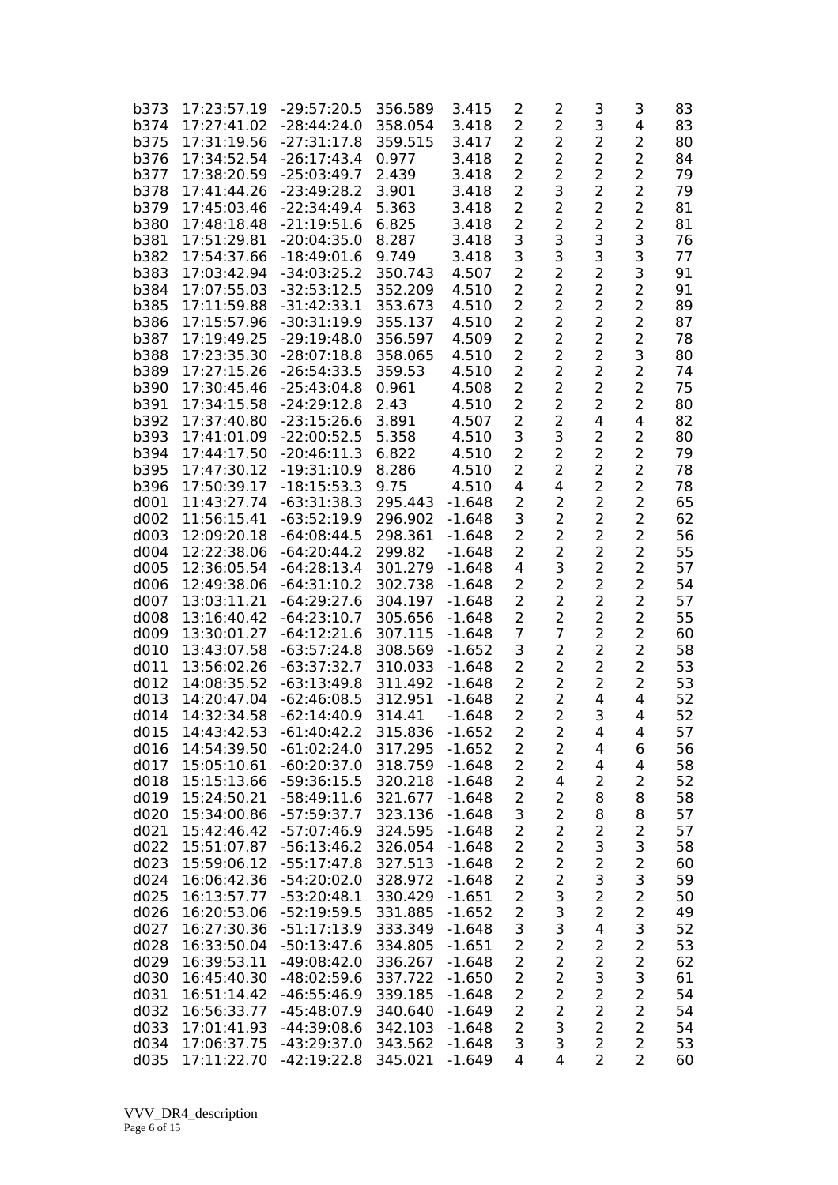| | | | | | | | | | |
|---|---|---|---|---|---|---|---|---|---|
| b373 | 17:23:57.19 | -29:57:20.5 | 356.589 | 3.415 | 2 | 2 | 3 | 3 | 83 |
| b374 | 17:27:41.02 | -28:44:24.0 | 358.054 | 3.418 | 2 | 2 | 3 | 4 | 83 |
| b375 | 17:31:19.56 | -27:31:17.8 | 359.515 | 3.417 | 2 | 2 | 2 | 2 | 80 |
| b376 | 17:34:52.54 | -26:17:43.4 | 0.977 | 3.418 | 2 | 2 | 2 | 2 | 84 |
| b377 | 17:38:20.59 | -25:03:49.7 | 2.439 | 3.418 | 2 | 2 | 2 | 2 | 79 |
| b378 | 17:41:44.26 | -23:49:28.2 | 3.901 | 3.418 | 2 | 3 | 2 | 2 | 79 |
| b379 | 17:45:03.46 | -22:34:49.4 | 5.363 | 3.418 | 2 | 2 | 2 | 2 | 81 |
| b380 | 17:48:18.48 | -21:19:51.6 | 6.825 | 3.418 | 2 | 2 | 2 | 2 | 81 |
| b381 | 17:51:29.81 | -20:04:35.0 | 8.287 | 3.418 | 3 | 3 | 3 | 3 | 76 |
| b382 | 17:54:37.66 | -18:49:01.6 | 9.749 | 3.418 | 3 | 3 | 3 | 3 | 77 |
| b383 | 17:03:42.94 | -34:03:25.2 | 350.743 | 4.507 | 2 | 2 | 2 | 3 | 91 |
| b384 | 17:07:55.03 | -32:53:12.5 | 352.209 | 4.510 | 2 | 2 | 2 | 2 | 91 |
| b385 | 17:11:59.88 | -31:42:33.1 | 353.673 | 4.510 | 2 | 2 | 2 | 2 | 89 |
| b386 | 17:15:57.96 | -30:31:19.9 | 355.137 | 4.510 | 2 | 2 | 2 | 2 | 87 |
| b387 | 17:19:49.25 | -29:19:48.0 | 356.597 | 4.509 | 2 | 2 | 2 | 2 | 78 |
| b388 | 17:23:35.30 | -28:07:18.8 | 358.065 | 4.510 | 2 | 2 | 2 | 3 | 80 |
| b389 | 17:27:15.26 | -26:54:33.5 | 359.53 | 4.510 | 2 | 2 | 2 | 2 | 74 |
| b390 | 17:30:45.46 | -25:43:04.8 | 0.961 | 4.508 | 2 | 2 | 2 | 2 | 75 |
| b391 | 17:34:15.58 | -24:29:12.8 | 2.43 | 4.510 | 2 | 2 | 2 | 2 | 80 |
| b392 | 17:37:40.80 | -23:15:26.6 | 3.891 | 4.507 | 2 | 2 | 4 | 4 | 82 |
| b393 | 17:41:01.09 | -22:00:52.5 | 5.358 | 4.510 | 3 | 3 | 2 | 2 | 80 |
| b394 | 17:44:17.50 | -20:46:11.3 | 6.822 | 4.510 | 2 | 2 | 2 | 2 | 79 |
| b395 | 17:47:30.12 | -19:31:10.9 | 8.286 | 4.510 | 2 | 2 | 2 | 2 | 78 |
| b396 | 17:50:39.17 | -18:15:53.3 | 9.75 | 4.510 | 4 | 4 | 2 | 2 | 78 |
| d001 | 11:43:27.74 | -63:31:38.3 | 295.443 | -1.648 | 2 | 2 | 2 | 2 | 65 |
| d002 | 11:56:15.41 | -63:52:19.9 | 296.902 | -1.648 | 3 | 2 | 2 | 2 | 62 |
| d003 | 12:09:20.18 | -64:08:44.5 | 298.361 | -1.648 | 2 | 2 | 2 | 2 | 56 |
| d004 | 12:22:38.06 | -64:20:44.2 | 299.82 | -1.648 | 2 | 2 | 2 | 2 | 55 |
| d005 | 12:36:05.54 | -64:28:13.4 | 301.279 | -1.648 | 4 | 3 | 2 | 2 | 57 |
| d006 | 12:49:38.06 | -64:31:10.2 | 302.738 | -1.648 | 2 | 2 | 2 | 2 | 54 |
| d007 | 13:03:11.21 | -64:29:27.6 | 304.197 | -1.648 | 2 | 2 | 2 | 2 | 57 |
| d008 | 13:16:40.42 | -64:23:10.7 | 305.656 | -1.648 | 2 | 2 | 2 | 2 | 55 |
| d009 | 13:30:01.27 | -64:12:21.6 | 307.115 | -1.648 | 7 | 7 | 2 | 2 | 60 |
| d010 | 13:43:07.58 | -63:57:24.8 | 308.569 | -1.652 | 3 | 2 | 2 | 2 | 58 |
| d011 | 13:56:02.26 | -63:37:32.7 | 310.033 | -1.648 | 2 | 2 | 2 | 2 | 53 |
| d012 | 14:08:35.52 | -63:13:49.8 | 311.492 | -1.648 | 2 | 2 | 2 | 2 | 53 |
| d013 | 14:20:47.04 | -62:46:08.5 | 312.951 | -1.648 | 2 | 2 | 4 | 4 | 52 |
| d014 | 14:32:34.58 | -62:14:40.9 | 314.41 | -1.648 | 2 | 2 | 3 | 4 | 52 |
| d015 | 14:43:42.53 | -61:40:42.2 | 315.836 | -1.652 | 2 | 2 | 4 | 4 | 57 |
| d016 | 14:54:39.50 | -61:02:24.0 | 317.295 | -1.652 | 2 | 2 | 4 | 6 | 56 |
| d017 | 15:05:10.61 | -60:20:37.0 | 318.759 | -1.648 | 2 | 2 | 4 | 4 | 58 |
| d018 | 15:15:13.66 | -59:36:15.5 | 320.218 | -1.648 | 2 | 4 | 2 | 2 | 52 |
| d019 | 15:24:50.21 | -58:49:11.6 | 321.677 | -1.648 | 2 | 2 | 8 | 8 | 58 |
| d020 | 15:34:00.86 | -57:59:37.7 | 323.136 | -1.648 | 3 | 2 | 8 | 8 | 57 |
| d021 | 15:42:46.42 | -57:07:46.9 | 324.595 | -1.648 | 2 | 2 | 2 | 2 | 57 |
| d022 | 15:51:07.87 | -56:13:46.2 | 326.054 | -1.648 | 2 | 2 | 3 | 3 | 58 |
| d023 | 15:59:06.12 | -55:17:47.8 | 327.513 | -1.648 | 2 | 2 | 2 | 2 | 60 |
| d024 | 16:06:42.36 | -54:20:02.0 | 328.972 | -1.648 | 2 | 2 | 3 | 3 | 59 |
| d025 | 16:13:57.77 | -53:20:48.1 | 330.429 | -1.651 | 2 | 3 | 2 | 2 | 50 |
| d026 | 16:20:53.06 | -52:19:59.5 | 331.885 | -1.652 | 2 | 3 | 2 | 2 | 49 |
| d027 | 16:27:30.36 | -51:17:13.9 | 333.349 | -1.648 | 3 | 3 | 4 | 3 | 52 |
| d028 | 16:33:50.04 | -50:13:47.6 | 334.805 | -1.651 | 2 | 2 | 2 | 2 | 53 |
| d029 | 16:39:53.11 | -49:08:42.0 | 336.267 | -1.648 | 2 | 2 | 2 | 2 | 62 |
| d030 | 16:45:40.30 | -48:02:59.6 | 337.722 | -1.650 | 2 | 2 | 3 | 3 | 61 |
| d031 | 16:51:14.42 | -46:55:46.9 | 339.185 | -1.648 | 2 | 2 | 2 | 2 | 54 |
| d032 | 16:56:33.77 | -45:48:07.9 | 340.640 | -1.649 | 2 | 2 | 2 | 2 | 54 |
| d033 | 17:01:41.93 | -44:39:08.6 | 342.103 | -1.648 | 2 | 3 | 2 | 2 | 54 |
| d034 | 17:06:37.75 | -43:29:37.0 | 343.562 | -1.648 | 3 | 3 | 2 | 2 | 53 |
| d035 | 17:11:22.70 | -42:19:22.8 | 345.021 | -1.649 | 4 | 4 | 2 | 2 | 60 |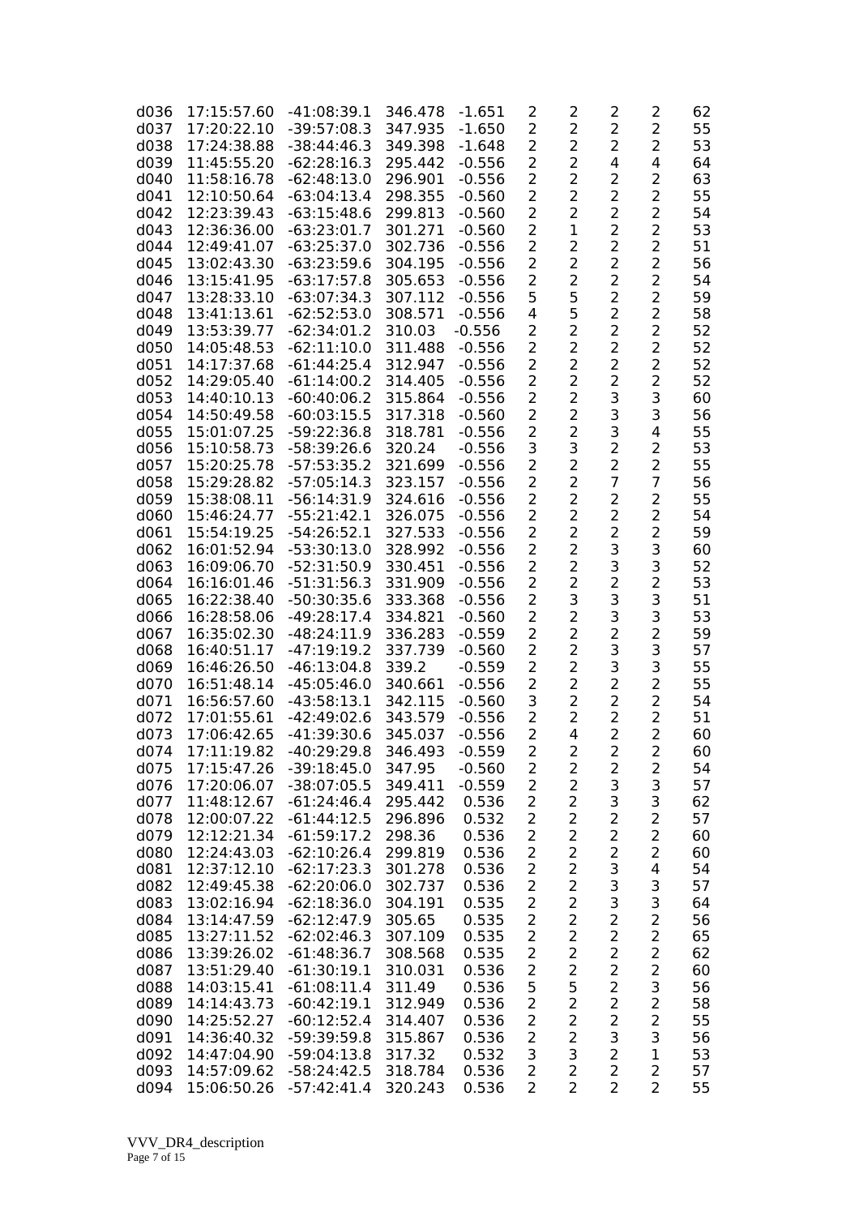| | | | | | | | | | |
|---|---|---|---|---|---|---|---|---|---|
| d036 | 17:15:57.60 | -41:08:39.1 | 346.478 | -1.651 | 2 | 2 | 2 | 2 | 62 |
| d037 | 17:20:22.10 | -39:57:08.3 | 347.935 | -1.650 | 2 | 2 | 2 | 2 | 55 |
| d038 | 17:24:38.88 | -38:44:46.3 | 349.398 | -1.648 | 2 | 2 | 2 | 2 | 53 |
| d039 | 11:45:55.20 | -62:28:16.3 | 295.442 | -0.556 | 2 | 2 | 4 | 4 | 64 |
| d040 | 11:58:16.78 | -62:48:13.0 | 296.901 | -0.556 | 2 | 2 | 2 | 2 | 63 |
| d041 | 12:10:50.64 | -63:04:13.4 | 298.355 | -0.560 | 2 | 2 | 2 | 2 | 55 |
| d042 | 12:23:39.43 | -63:15:48.6 | 299.813 | -0.560 | 2 | 2 | 2 | 2 | 54 |
| d043 | 12:36:36.00 | -63:23:01.7 | 301.271 | -0.560 | 2 | 1 | 2 | 2 | 53 |
| d044 | 12:49:41.07 | -63:25:37.0 | 302.736 | -0.556 | 2 | 2 | 2 | 2 | 51 |
| d045 | 13:02:43.30 | -63:23:59.6 | 304.195 | -0.556 | 2 | 2 | 2 | 2 | 56 |
| d046 | 13:15:41.95 | -63:17:57.8 | 305.653 | -0.556 | 2 | 2 | 2 | 2 | 54 |
| d047 | 13:28:33.10 | -63:07:34.3 | 307.112 | -0.556 | 5 | 5 | 2 | 2 | 59 |
| d048 | 13:41:13.61 | -62:52:53.0 | 308.571 | -0.556 | 4 | 5 | 2 | 2 | 58 |
| d049 | 13:53:39.77 | -62:34:01.2 | 310.03 | -0.556 | 2 | 2 | 2 | 2 | 52 |
| d050 | 14:05:48.53 | -62:11:10.0 | 311.488 | -0.556 | 2 | 2 | 2 | 2 | 52 |
| d051 | 14:17:37.68 | -61:44:25.4 | 312.947 | -0.556 | 2 | 2 | 2 | 2 | 52 |
| d052 | 14:29:05.40 | -61:14:00.2 | 314.405 | -0.556 | 2 | 2 | 2 | 2 | 52 |
| d053 | 14:40:10.13 | -60:40:06.2 | 315.864 | -0.556 | 2 | 2 | 3 | 3 | 60 |
| d054 | 14:50:49.58 | -60:03:15.5 | 317.318 | -0.560 | 2 | 2 | 3 | 3 | 56 |
| d055 | 15:01:07.25 | -59:22:36.8 | 318.781 | -0.556 | 2 | 2 | 3 | 4 | 55 |
| d056 | 15:10:58.73 | -58:39:26.6 | 320.24 | -0.556 | 3 | 3 | 2 | 2 | 53 |
| d057 | 15:20:25.78 | -57:53:35.2 | 321.699 | -0.556 | 2 | 2 | 2 | 2 | 55 |
| d058 | 15:29:28.82 | -57:05:14.3 | 323.157 | -0.556 | 2 | 2 | 7 | 7 | 56 |
| d059 | 15:38:08.11 | -56:14:31.9 | 324.616 | -0.556 | 2 | 2 | 2 | 2 | 55 |
| d060 | 15:46:24.77 | -55:21:42.1 | 326.075 | -0.556 | 2 | 2 | 2 | 2 | 54 |
| d061 | 15:54:19.25 | -54:26:52.1 | 327.533 | -0.556 | 2 | 2 | 2 | 2 | 59 |
| d062 | 16:01:52.94 | -53:30:13.0 | 328.992 | -0.556 | 2 | 2 | 3 | 3 | 60 |
| d063 | 16:09:06.70 | -52:31:50.9 | 330.451 | -0.556 | 2 | 2 | 3 | 3 | 52 |
| d064 | 16:16:01.46 | -51:31:56.3 | 331.909 | -0.556 | 2 | 2 | 2 | 2 | 53 |
| d065 | 16:22:38.40 | -50:30:35.6 | 333.368 | -0.556 | 2 | 3 | 3 | 3 | 51 |
| d066 | 16:28:58.06 | -49:28:17.4 | 334.821 | -0.560 | 2 | 2 | 3 | 3 | 53 |
| d067 | 16:35:02.30 | -48:24:11.9 | 336.283 | -0.559 | 2 | 2 | 2 | 2 | 59 |
| d068 | 16:40:51.17 | -47:19:19.2 | 337.739 | -0.560 | 2 | 2 | 3 | 3 | 57 |
| d069 | 16:46:26.50 | -46:13:04.8 | 339.2 | -0.559 | 2 | 2 | 3 | 3 | 55 |
| d070 | 16:51:48.14 | -45:05:46.0 | 340.661 | -0.556 | 2 | 2 | 2 | 2 | 55 |
| d071 | 16:56:57.60 | -43:58:13.1 | 342.115 | -0.560 | 3 | 2 | 2 | 2 | 54 |
| d072 | 17:01:55.61 | -42:49:02.6 | 343.579 | -0.556 | 2 | 2 | 2 | 2 | 51 |
| d073 | 17:06:42.65 | -41:39:30.6 | 345.037 | -0.556 | 2 | 4 | 2 | 2 | 60 |
| d074 | 17:11:19.82 | -40:29:29.8 | 346.493 | -0.559 | 2 | 2 | 2 | 2 | 60 |
| d075 | 17:15:47.26 | -39:18:45.0 | 347.95 | -0.560 | 2 | 2 | 2 | 2 | 54 |
| d076 | 17:20:06.07 | -38:07:05.5 | 349.411 | -0.559 | 2 | 2 | 3 | 3 | 57 |
| d077 | 11:48:12.67 | -61:24:46.4 | 295.442 | 0.536 | 2 | 2 | 3 | 3 | 62 |
| d078 | 12:00:07.22 | -61:44:12.5 | 296.896 | 0.532 | 2 | 2 | 2 | 2 | 57 |
| d079 | 12:12:21.34 | -61:59:17.2 | 298.36 | 0.536 | 2 | 2 | 2 | 2 | 60 |
| d080 | 12:24:43.03 | -62:10:26.4 | 299.819 | 0.536 | 2 | 2 | 2 | 2 | 60 |
| d081 | 12:37:12.10 | -62:17:23.3 | 301.278 | 0.536 | 2 | 2 | 3 | 4 | 54 |
| d082 | 12:49:45.38 | -62:20:06.0 | 302.737 | 0.536 | 2 | 2 | 3 | 3 | 57 |
| d083 | 13:02:16.94 | -62:18:36.0 | 304.191 | 0.535 | 2 | 2 | 3 | 3 | 64 |
| d084 | 13:14:47.59 | -62:12:47.9 | 305.65 | 0.535 | 2 | 2 | 2 | 2 | 56 |
| d085 | 13:27:11.52 | -62:02:46.3 | 307.109 | 0.535 | 2 | 2 | 2 | 2 | 65 |
| d086 | 13:39:26.02 | -61:48:36.7 | 308.568 | 0.535 | 2 | 2 | 2 | 2 | 62 |
| d087 | 13:51:29.40 | -61:30:19.1 | 310.031 | 0.536 | 2 | 2 | 2 | 2 | 60 |
| d088 | 14:03:15.41 | -61:08:11.4 | 311.49 | 0.536 | 5 | 5 | 2 | 3 | 56 |
| d089 | 14:14:43.73 | -60:42:19.1 | 312.949 | 0.536 | 2 | 2 | 2 | 2 | 58 |
| d090 | 14:25:52.27 | -60:12:52.4 | 314.407 | 0.536 | 2 | 2 | 2 | 2 | 55 |
| d091 | 14:36:40.32 | -59:39:59.8 | 315.867 | 0.536 | 2 | 2 | 3 | 3 | 56 |
| d092 | 14:47:04.90 | -59:04:13.8 | 317.32 | 0.532 | 3 | 3 | 2 | 1 | 53 |
| d093 | 14:57:09.62 | -58:24:42.5 | 318.784 | 0.536 | 2 | 2 | 2 | 2 | 57 |
| d094 | 15:06:50.26 | -57:42:41.4 | 320.243 | 0.536 | 2 | 2 | 2 | 2 | 55 |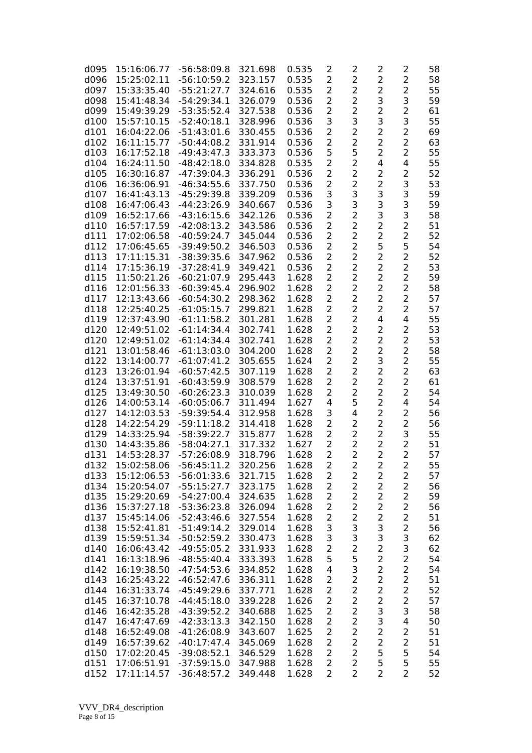| d095 | 15:16:06.77 | -56:58:09.8 | 321.698 | 0.535 | 2 | 2 | 2 | 2 | 58 |
|---|---|---|---|---|---|---|---|---|---|
| d096 | 15:25:02.11 | -56:10:59.2 | 323.157 | 0.535 | 2 | 2 | 2 | 2 | 58 |
| d097 | 15:33:35.40 | -55:21:27.7 | 324.616 | 0.535 | 2 | 2 | 2 | 2 | 55 |
| d098 | 15:41:48.34 | -54:29:34.1 | 326.079 | 0.536 | 2 | 2 | 3 | 3 | 59 |
| d099 | 15:49:39.29 | -53:35:52.4 | 327.538 | 0.536 | 2 | 2 | 2 | 2 | 61 |
| d100 | 15:57:10.15 | -52:40:18.1 | 328.996 | 0.536 | 3 | 3 | 3 | 3 | 55 |
| d101 | 16:04:22.06 | -51:43:01.6 | 330.455 | 0.536 | 2 | 2 | 2 | 2 | 69 |
| d102 | 16:11:15.77 | -50:44:08.2 | 331.914 | 0.536 | 2 | 2 | 2 | 2 | 63 |
| d103 | 16:17:52.18 | -49:43:47.3 | 333.373 | 0.536 | 5 | 5 | 2 | 2 | 55 |
| d104 | 16:24:11.50 | -48:42:18.0 | 334.828 | 0.535 | 2 | 2 | 4 | 4 | 55 |
| d105 | 16:30:16.87 | -47:39:04.3 | 336.291 | 0.536 | 2 | 2 | 2 | 2 | 52 |
| d106 | 16:36:06.91 | -46:34:55.6 | 337.750 | 0.536 | 2 | 2 | 2 | 3 | 53 |
| d107 | 16:41:43.13 | -45:29:39.8 | 339.209 | 0.536 | 3 | 3 | 3 | 3 | 59 |
| d108 | 16:47:06.43 | -44:23:26.9 | 340.667 | 0.536 | 3 | 3 | 3 | 3 | 59 |
| d109 | 16:52:17.66 | -43:16:15.6 | 342.126 | 0.536 | 2 | 2 | 3 | 3 | 58 |
| d110 | 16:57:17.59 | -42:08:13.2 | 343.586 | 0.536 | 2 | 2 | 2 | 2 | 51 |
| d111 | 17:02:06.58 | -40:59:24.7 | 345.044 | 0.536 | 2 | 2 | 2 | 2 | 52 |
| d112 | 17:06:45.65 | -39:49:50.2 | 346.503 | 0.536 | 2 | 2 | 5 | 5 | 54 |
| d113 | 17:11:15.31 | -38:39:35.6 | 347.962 | 0.536 | 2 | 2 | 2 | 2 | 52 |
| d114 | 17:15:36.19 | -37:28:41.9 | 349.421 | 0.536 | 2 | 2 | 2 | 2 | 53 |
| d115 | 11:50:21.26 | -60:21:07.9 | 295.443 | 1.628 | 2 | 2 | 2 | 2 | 59 |
| d116 | 12:01:56.33 | -60:39:45.4 | 296.902 | 1.628 | 2 | 2 | 2 | 2 | 58 |
| d117 | 12:13:43.66 | -60:54:30.2 | 298.362 | 1.628 | 2 | 2 | 2 | 2 | 57 |
| d118 | 12:25:40.25 | -61:05:15.7 | 299.821 | 1.628 | 2 | 2 | 2 | 2 | 57 |
| d119 | 12:37:43.90 | -61:11:58.2 | 301.281 | 1.628 | 2 | 2 | 4 | 4 | 55 |
| d120 | 12:49:51.02 | -61:14:34.4 | 302.741 | 1.628 | 2 | 2 | 2 | 2 | 53 |
| d120 | 12:49:51.02 | -61:14:34.4 | 302.741 | 1.628 | 2 | 2 | 2 | 2 | 53 |
| d121 | 13:01:58.46 | -61:13:03.0 | 304.200 | 1.628 | 2 | 2 | 2 | 2 | 58 |
| d122 | 13:14:00.77 | -61:07:41.2 | 305.655 | 1.624 | 2 | 2 | 3 | 2 | 55 |
| d123 | 13:26:01.94 | -60:57:42.5 | 307.119 | 1.628 | 2 | 2 | 2 | 2 | 63 |
| d124 | 13:37:51.91 | -60:43:59.9 | 308.579 | 1.628 | 2 | 2 | 2 | 2 | 61 |
| d125 | 13:49:30.50 | -60:26:23.3 | 310.039 | 1.628 | 2 | 2 | 2 | 2 | 54 |
| d126 | 14:00:53.14 | -60:05:06.7 | 311.494 | 1.627 | 4 | 5 | 2 | 4 | 54 |
| d127 | 14:12:03.53 | -59:39:54.4 | 312.958 | 1.628 | 3 | 4 | 2 | 2 | 56 |
| d128 | 14:22:54.29 | -59:11:18.2 | 314.418 | 1.628 | 2 | 2 | 2 | 2 | 56 |
| d129 | 14:33:25.94 | -58:39:22.7 | 315.877 | 1.628 | 2 | 2 | 2 | 3 | 55 |
| d130 | 14:43:35.86 | -58:04:27.1 | 317.332 | 1.627 | 2 | 2 | 2 | 2 | 51 |
| d131 | 14:53:28.37 | -57:26:08.9 | 318.796 | 1.628 | 2 | 2 | 2 | 2 | 57 |
| d132 | 15:02:58.06 | -56:45:11.2 | 320.256 | 1.628 | 2 | 2 | 2 | 2 | 55 |
| d133 | 15:12:06.53 | -56:01:33.6 | 321.715 | 1.628 | 2 | 2 | 2 | 2 | 57 |
| d134 | 15:20:54.07 | -55:15:27.7 | 323.175 | 1.628 | 2 | 2 | 2 | 2 | 56 |
| d135 | 15:29:20.69 | -54:27:00.4 | 324.635 | 1.628 | 2 | 2 | 2 | 2 | 59 |
| d136 | 15:37:27.18 | -53:36:23.8 | 326.094 | 1.628 | 2 | 2 | 2 | 2 | 56 |
| d137 | 15:45:14.06 | -52:43:46.6 | 327.554 | 1.628 | 2 | 2 | 2 | 2 | 51 |
| d138 | 15:52:41.81 | -51:49:14.2 | 329.014 | 1.628 | 3 | 3 | 3 | 2 | 56 |
| d139 | 15:59:51.34 | -50:52:59.2 | 330.473 | 1.628 | 3 | 3 | 3 | 3 | 62 |
| d140 | 16:06:43.42 | -49:55:05.2 | 331.933 | 1.628 | 2 | 2 | 2 | 3 | 62 |
| d141 | 16:13:18.96 | -48:55:40.4 | 333.393 | 1.628 | 5 | 5 | 2 | 2 | 54 |
| d142 | 16:19:38.50 | -47:54:53.6 | 334.852 | 1.628 | 4 | 3 | 2 | 2 | 54 |
| d143 | 16:25:43.22 | -46:52:47.6 | 336.311 | 1.628 | 2 | 2 | 2 | 2 | 51 |
| d144 | 16:31:33.74 | -45:49:29.6 | 337.771 | 1.628 | 2 | 2 | 2 | 2 | 52 |
| d145 | 16:37:10.78 | -44:45:18.0 | 339.228 | 1.626 | 2 | 2 | 2 | 2 | 57 |
| d146 | 16:42:35.28 | -43:39:52.2 | 340.688 | 1.625 | 2 | 2 | 3 | 3 | 58 |
| d147 | 16:47:47.69 | -42:33:13.3 | 342.150 | 1.628 | 2 | 2 | 3 | 4 | 50 |
| d148 | 16:52:49.08 | -41:26:08.9 | 343.607 | 1.625 | 2 | 2 | 2 | 2 | 51 |
| d149 | 16:57:39.62 | -40:17:47.4 | 345.069 | 1.628 | 2 | 2 | 2 | 2 | 51 |
| d150 | 17:02:20.45 | -39:08:52.1 | 346.529 | 1.628 | 2 | 2 | 5 | 5 | 54 |
| d151 | 17:06:51.91 | -37:59:15.0 | 347.988 | 1.628 | 2 | 2 | 5 | 5 | 55 |
| d152 | 17:11:14.57 | -36:48:57.2 | 349.448 | 1.628 | 2 | 2 | 2 | 2 | 52 |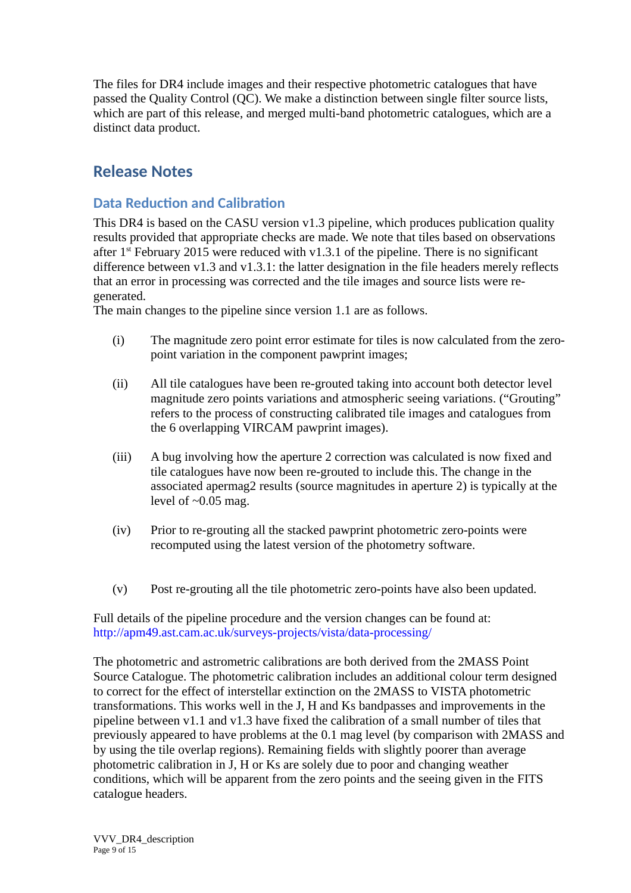The files for DR4 include images and their respective photometric catalogues that have passed the Quality Control (QC). We make a distinction between single filter source lists, which are part of this release, and merged multi-band photometric catalogues, which are a distinct data product.

## Release Notes

### Data Reduction and Calibration

This DR4 is based on the CASU version v1.3 pipeline, which produces publication quality results provided that appropriate checks are made. We note that tiles based on observations after 1st February 2015 were reduced with v1.3.1 of the pipeline. There is no significant difference between v1.3 and v1.3.1: the latter designation in the file headers merely reflects that an error in processing was corrected and the tile images and source lists were re-generated.

The main changes to the pipeline since version 1.1 are as follows.

(i) The magnitude zero point error estimate for tiles is now calculated from the zero-point variation in the component pawprint images;

(ii) All tile catalogues have been re-grouted taking into account both detector level magnitude zero points variations and atmospheric seeing variations. ("Grouting" refers to the process of constructing calibrated tile images and catalogues from the 6 overlapping VIRCAM pawprint images).

(iii) A bug involving how the aperture 2 correction was calculated is now fixed and tile catalogues have now been re-grouted to include this. The change in the associated apermag2 results (source magnitudes in aperture 2) is typically at the level of ~0.05 mag.

(iv) Prior to re-grouting all the stacked pawprint photometric zero-points were recomputed using the latest version of the photometry software.

(v) Post re-grouting all the tile photometric zero-points have also been updated.

Full details of the pipeline procedure and the version changes can be found at: http://apm49.ast.cam.ac.uk/surveys-projects/vista/data-processing/

The photometric and astrometric calibrations are both derived from the 2MASS Point Source Catalogue. The photometric calibration includes an additional colour term designed to correct for the effect of interstellar extinction on the 2MASS to VISTA photometric transformations. This works well in the J, H and Ks bandpasses and improvements in the pipeline between v1.1 and v1.3 have fixed the calibration of a small number of tiles that previously appeared to have problems at the 0.1 mag level (by comparison with 2MASS and by using the tile overlap regions). Remaining fields with slightly poorer than average photometric calibration in J, H or Ks are solely due to poor and changing weather conditions, which will be apparent from the zero points and the seeing given in the FITS catalogue headers.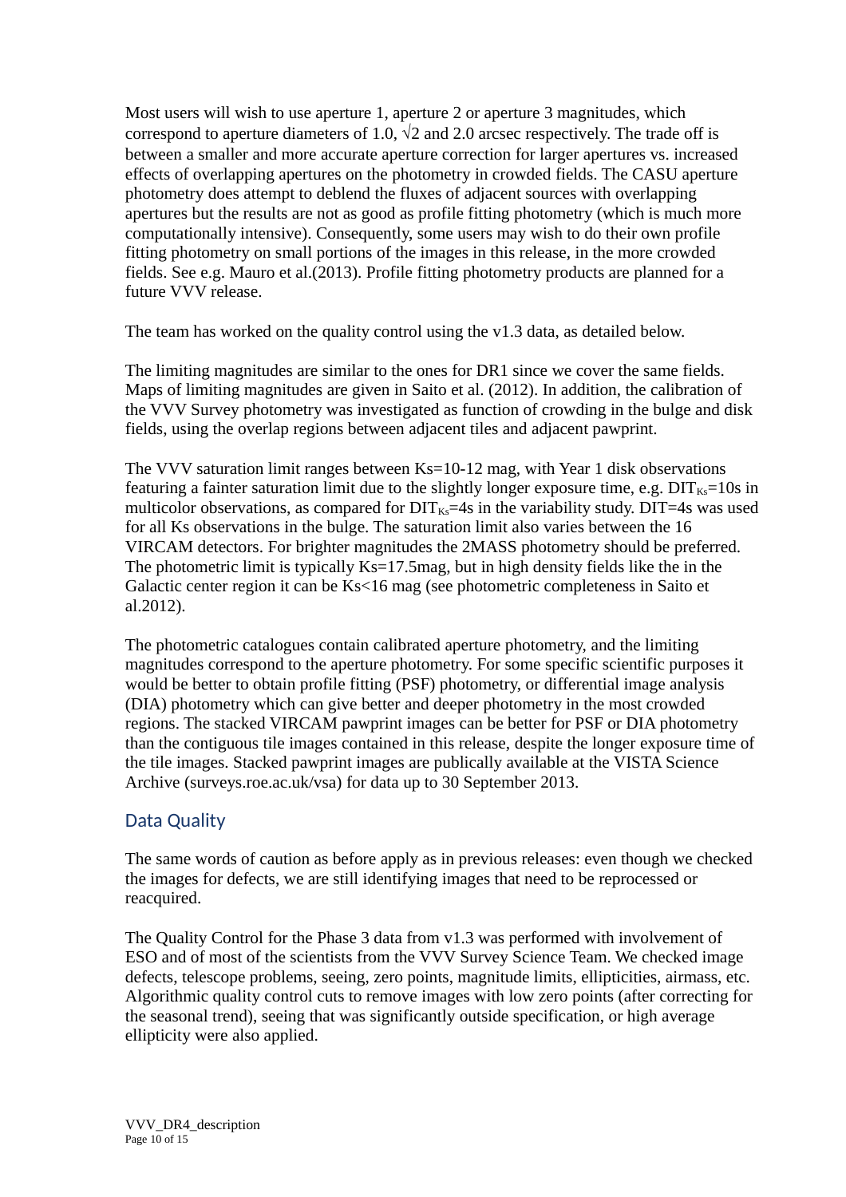Most users will wish to use aperture 1, aperture 2 or aperture 3 magnitudes, which correspond to aperture diameters of 1.0, √2 and 2.0 arcsec respectively. The trade off is between a smaller and more accurate aperture correction for larger apertures vs. increased effects of overlapping apertures on the photometry in crowded fields. The CASU aperture photometry does attempt to deblend the fluxes of adjacent sources with overlapping apertures but the results are not as good as profile fitting photometry (which is much more computationally intensive). Consequently, some users may wish to do their own profile fitting photometry on small portions of the images in this release, in the more crowded fields. See e.g. Mauro et al.(2013). Profile fitting photometry products are planned for a future VVV release.

The team has worked on the quality control using the v1.3 data, as detailed below.

The limiting magnitudes are similar to the ones for DR1 since we cover the same fields. Maps of limiting magnitudes are given in Saito et al. (2012). In addition, the calibration of the VVV Survey photometry was investigated as function of crowding in the bulge and disk fields, using the overlap regions between adjacent tiles and adjacent pawprint.

The VVV saturation limit ranges between Ks=10-12 mag, with Year 1 disk observations featuring a fainter saturation limit due to the slightly longer exposure time, e.g. $DIT_{Ks}$=10s in multicolor observations, as compared for $DIT_{Ks}$=4s in the variability study. DIT=4s was used for all Ks observations in the bulge. The saturation limit also varies between the 16 VIRCAM detectors. For brighter magnitudes the 2MASS photometry should be preferred. The photometric limit is typically Ks=17.5mag, but in high density fields like the in the Galactic center region it can be Ks<16 mag (see photometric completeness in Saito et al.2012).

The photometric catalogues contain calibrated aperture photometry, and the limiting magnitudes correspond to the aperture photometry. For some specific scientific purposes it would be better to obtain profile fitting (PSF) photometry, or differential image analysis (DIA) photometry which can give better and deeper photometry in the most crowded regions. The stacked VIRCAM pawprint images can be better for PSF or DIA photometry than the contiguous tile images contained in this release, despite the longer exposure time of the tile images. Stacked pawprint images are publically available at the VISTA Science Archive (surveys.roe.ac.uk/vsa) for data up to 30 September 2013.

## Data Quality

The same words of caution as before apply as in previous releases: even though we checked the images for defects, we are still identifying images that need to be reprocessed or reacquired.

The Quality Control for the Phase 3 data from v1.3 was performed with involvement of ESO and of most of the scientists from the VVV Survey Science Team. We checked image defects, telescope problems, seeing, zero points, magnitude limits, ellipticities, airmass, etc. Algorithmic quality control cuts to remove images with low zero points (after correcting for the seasonal trend), seeing that was significantly outside specification, or high average ellipticity were also applied.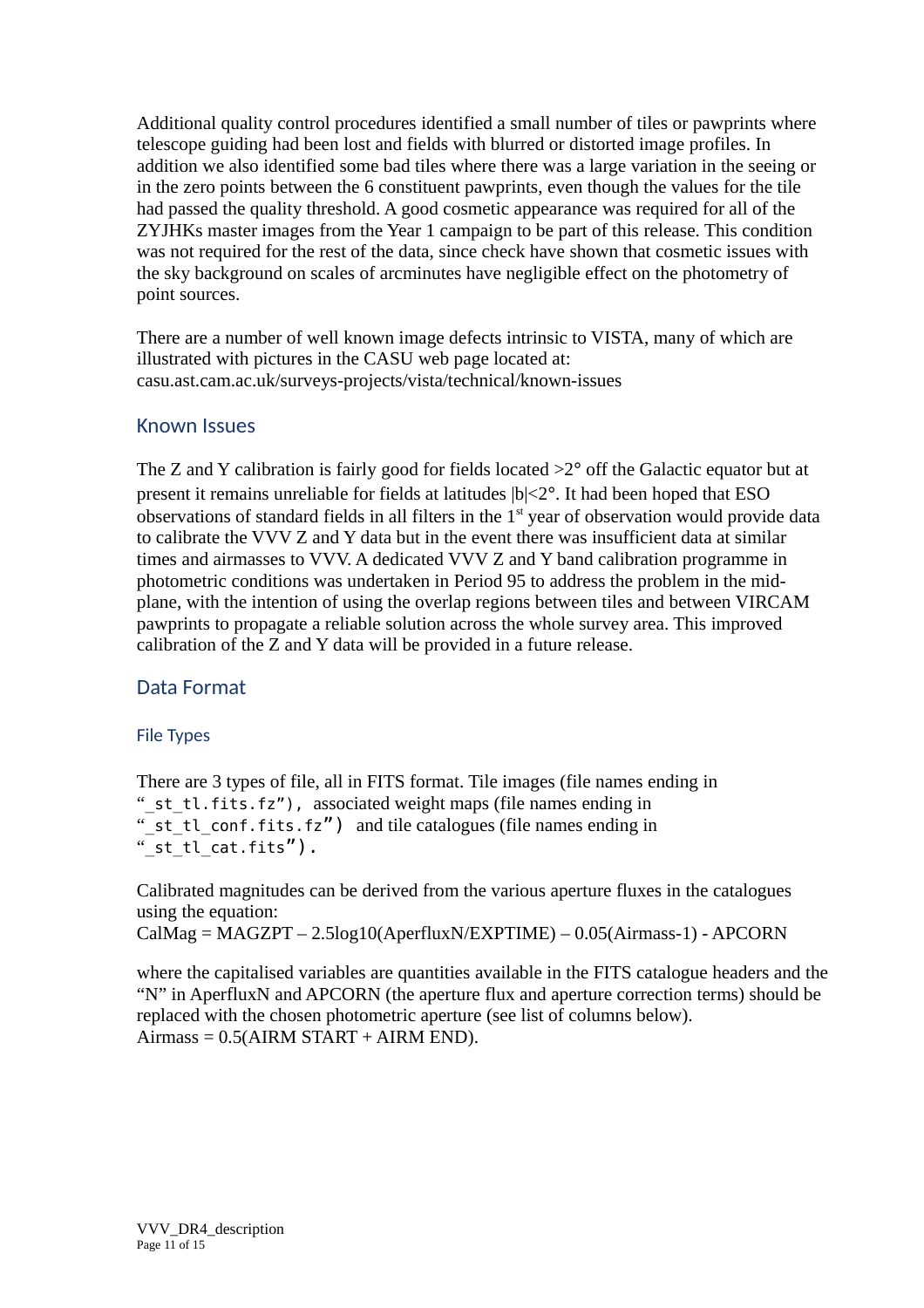Additional quality control procedures identified a small number of tiles or pawprints where telescope guiding had been lost and fields with blurred or distorted image profiles. In addition we also identified some bad tiles where there was a large variation in the seeing or in the zero points between the 6 constituent pawprints, even though the values for the tile had passed the quality threshold. A good cosmetic appearance was required for all of the ZYJHKs master images from the Year 1 campaign to be part of this release. This condition was not required for the rest of the data, since check have shown that cosmetic issues with the sky background on scales of arcminutes have negligible effect on the photometry of point sources.

There are a number of well known image defects intrinsic to VISTA, many of which are illustrated with pictures in the CASU web page located at: casu.ast.cam.ac.uk/surveys-projects/vista/technical/known-issues

## Known Issues

The Z and Y calibration is fairly good for fields located >2° off the Galactic equator but at present it remains unreliable for fields at latitudes |b|<2°. It had been hoped that ESO observations of standard fields in all filters in the 1st year of observation would provide data to calibrate the VVV Z and Y data but in the event there was insufficient data at similar times and airmasses to VVV. A dedicated VVV Z and Y band calibration programme in photometric conditions was undertaken in Period 95 to address the problem in the mid-plane, with the intention of using the overlap regions between tiles and between VIRCAM pawprints to propagate a reliable solution across the whole survey area. This improved calibration of the Z and Y data will be provided in a future release.

## Data Format

### File Types

There are 3 types of file, all in FITS format. Tile images (file names ending in "`_st_tl.fits.fz`"), associated weight maps (file names ending in "`_st_tl_conf.fits.fz`") and tile catalogues (file names ending in "`_st_tl_cat.fits`").

Calibrated magnitudes can be derived from the various aperture fluxes in the catalogues using the equation:

CalMag = MAGZPT – 2.5log10(AperfluxN/EXPTIME) – 0.05(Airmass-1) - APCORN

where the capitalised variables are quantities available in the FITS catalogue headers and the "N" in AperfluxN and APCORN (the aperture flux and aperture correction terms) should be replaced with the chosen photometric aperture (see list of columns below).

Airmass = 0.5(AIRM START + AIRM END).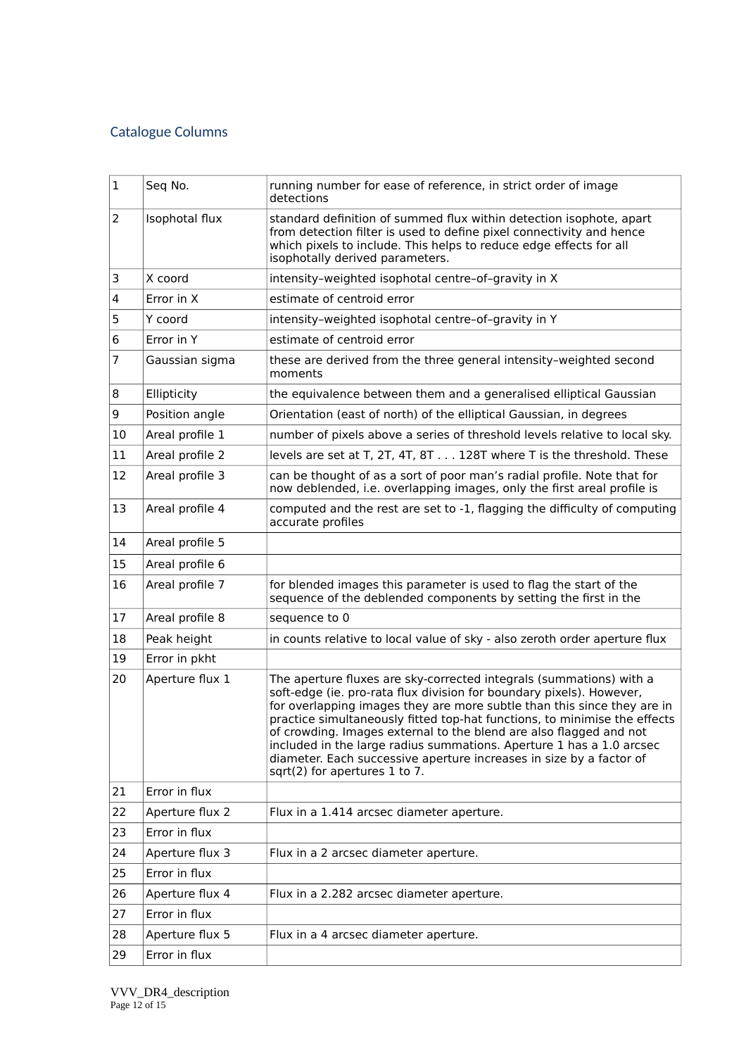## Catalogue Columns

| | | |
|---|---|---|
| 1 | Seq No. | running number for ease of reference, in strict order of image detections |
| 2 | Isophotal flux | standard definition of summed flux within detection isophote, apart from detection filter is used to define pixel connectivity and hence which pixels to include. This helps to reduce edge effects for all isophotally derived parameters. |
| 3 | X coord | intensity–weighted isophotal centre–of–gravity in X |
| 4 | Error in X | estimate of centroid error |
| 5 | Y coord | intensity–weighted isophotal centre–of–gravity in Y |
| 6 | Error in Y | estimate of centroid error |
| 7 | Gaussian sigma | these are derived from the three general intensity–weighted second moments |
| 8 | Ellipticity | the equivalence between them and a generalised elliptical Gaussian |
| 9 | Position angle | Orientation (east of north) of the elliptical Gaussian, in degrees |
| 10 | Areal profile 1 | number of pixels above a series of threshold levels relative to local sky. |
| 11 | Areal profile 2 | levels are set at T, 2T, 4T, 8T . . . 128T where T is the threshold. These |
| 12 | Areal profile 3 | can be thought of as a sort of poor man's radial profile. Note that for now deblended, i.e. overlapping images, only the first areal profile is |
| 13 | Areal profile 4 | computed and the rest are set to -1, flagging the difficulty of computing accurate profiles |
| 14 | Areal profile 5 | |
| 15 | Areal profile 6 | |
| 16 | Areal profile 7 | for blended images this parameter is used to flag the start of the sequence of the deblended components by setting the first in the |
| 17 | Areal profile 8 | sequence to 0 |
| 18 | Peak height | in counts relative to local value of sky - also zeroth order aperture flux |
| 19 | Error in pkht | |
| 20 | Aperture flux 1 | The aperture fluxes are sky-corrected integrals (summations) with a soft-edge (ie. pro-rata flux division for boundary pixels). However, for overlapping images they are more subtle than this since they are in practice simultaneously fitted top-hat functions, to minimise the effects of crowding. Images external to the blend are also flagged and not included in the large radius summations. Aperture 1 has a 1.0 arcsec diameter. Each successive aperture increases in size by a factor of sqrt(2) for apertures 1 to 7. |
| 21 | Error in flux | |
| 22 | Aperture flux 2 | Flux in a 1.414 arcsec diameter aperture. |
| 23 | Error in flux | |
| 24 | Aperture flux 3 | Flux in a 2 arcsec diameter aperture. |
| 25 | Error in flux | |
| 26 | Aperture flux 4 | Flux in a 2.282 arcsec diameter aperture. |
| 27 | Error in flux | |
| 28 | Aperture flux 5 | Flux in a 4 arcsec diameter aperture. |
| 29 | Error in flux | |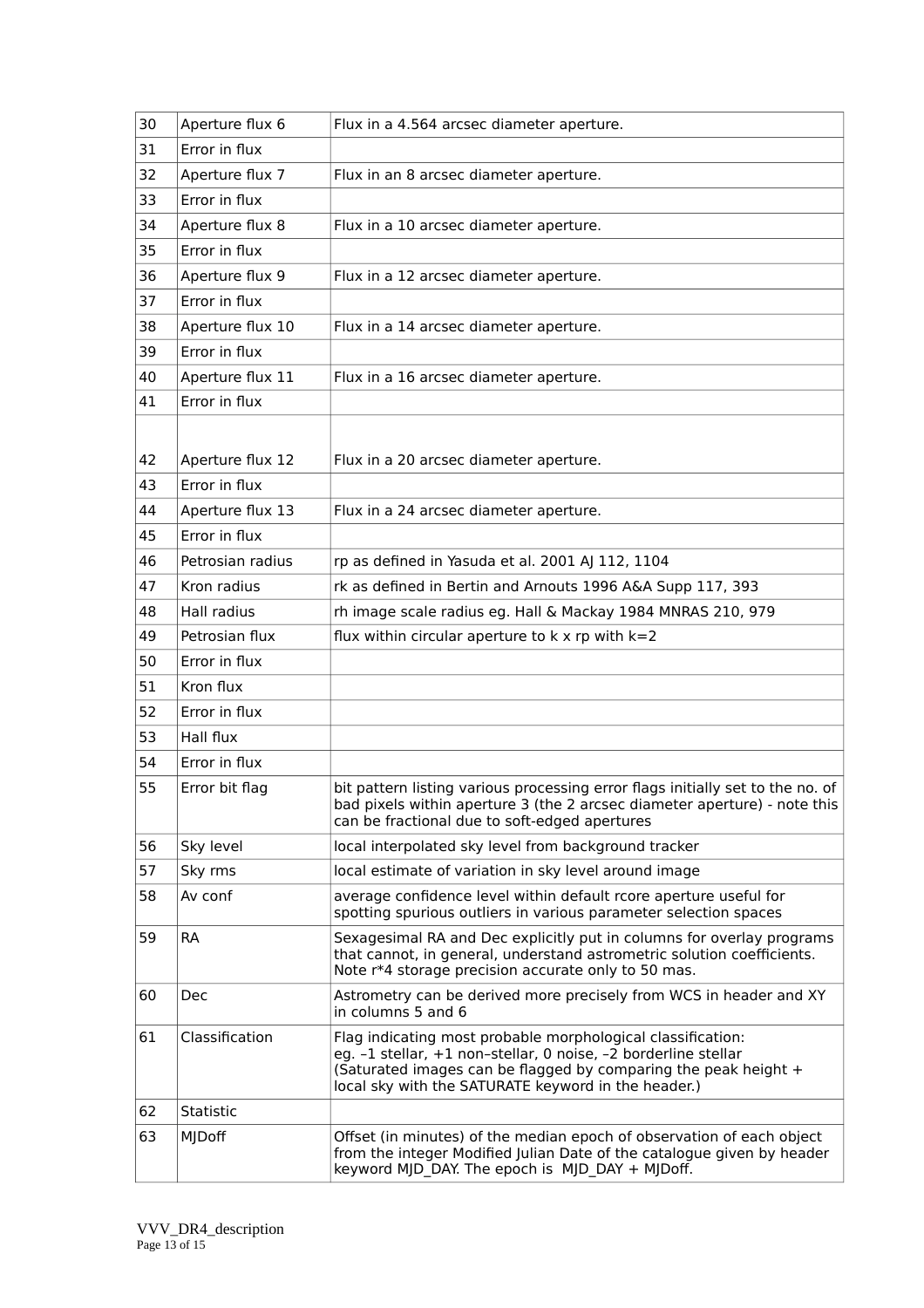| 30 | Aperture flux 6 | Flux in a 4.564 arcsec diameter aperture. |
|---|---|---|
| 31 | Error in flux | |
| 32 | Aperture flux 7 | Flux in an 8 arcsec diameter aperture. |
| 33 | Error in flux | |
| 34 | Aperture flux 8 | Flux in a 10 arcsec diameter aperture. |
| 35 | Error in flux | |
| 36 | Aperture flux 9 | Flux in a 12 arcsec diameter aperture. |
| 37 | Error in flux | |
| 38 | Aperture flux 10 | Flux in a 14 arcsec diameter aperture. |
| 39 | Error in flux | |
| 40 | Aperture flux 11 | Flux in a 16 arcsec diameter aperture. |
| 41 | Error in flux | |
| 42 | Aperture flux 12 | Flux in a 20 arcsec diameter aperture. |
| 43 | Error in flux | |
| 44 | Aperture flux 13 | Flux in a 24 arcsec diameter aperture. |
| 45 | Error in flux | |
| 46 | Petrosian radius | rp as defined in Yasuda et al. 2001 AJ 112, 1104 |
| 47 | Kron radius | rk as defined in Bertin and Arnouts 1996 A&A Supp 117, 393 |
| 48 | Hall radius | rh image scale radius eg. Hall & Mackay 1984 MNRAS 210, 979 |
| 49 | Petrosian flux | flux within circular aperture to k x rp with k=2 |
| 50 | Error in flux | |
| 51 | Kron flux | |
| 52 | Error in flux | |
| 53 | Hall flux | |
| 54 | Error in flux | |
| 55 | Error bit flag | bit pattern listing various processing error flags initially set to the no. of bad pixels within aperture 3 (the 2 arcsec diameter aperture) - note this can be fractional due to soft-edged apertures |
| 56 | Sky level | local interpolated sky level from background tracker |
| 57 | Sky rms | local estimate of variation in sky level around image |
| 58 | Av conf | average confidence level within default rcore aperture useful for spotting spurious outliers in various parameter selection spaces |
| 59 | RA | Sexagesimal RA and Dec explicitly put in columns for overlay programs that cannot, in general, understand astrometric solution coefficients. Note r*4 storage precision accurate only to 50 mas. |
| 60 | Dec | Astrometry can be derived more precisely from WCS in header and XY in columns 5 and 6 |
| 61 | Classification | Flag indicating most probable morphological classification: eg. –1 stellar, +1 non–stellar, 0 noise, –2 borderline stellar (Saturated images can be flagged by comparing the peak height + local sky with the SATURATE keyword in the header.) |
| 62 | Statistic | |
| 63 | MJDoff | Offset (in minutes) of the median epoch of observation of each object from the integer Modified Julian Date of the catalogue given by header keyword MJD_DAY. The epoch is MJD_DAY + MJDoff. |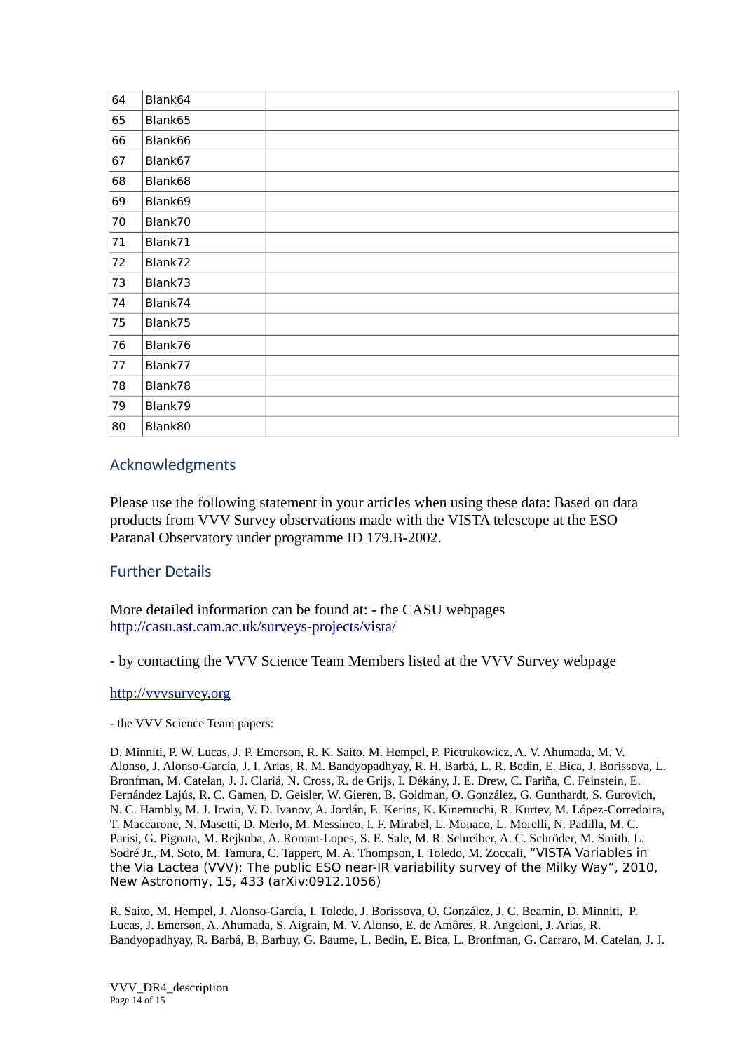| 64 | Blank64 | |
|---|---|---|
| 65 | Blank65 | |
| 66 | Blank66 | |
| 67 | Blank67 | |
| 68 | Blank68 | |
| 69 | Blank69 | |
| 70 | Blank70 | |
| 71 | Blank71 | |
| 72 | Blank72 | |
| 73 | Blank73 | |
| 74 | Blank74 | |
| 75 | Blank75 | |
| 76 | Blank76 | |
| 77 | Blank77 | |
| 78 | Blank78 | |
| 79 | Blank79 | |
| 80 | Blank80 | |

## Acknowledgments

Please use the following statement in your articles when using these data: Based on data products from VVV Survey observations made with the VISTA telescope at the ESO Paranal Observatory under programme ID 179.B-2002.

## Further Details

More detailed information can be found at: - the CASU webpages http://casu.ast.cam.ac.uk/surveys-projects/vista/

- by contacting the VVV Science Team Members listed at the VVV Survey webpage

http://vvvsurvey.org

- the VVV Science Team papers:

D. Minniti, P. W. Lucas, J. P. Emerson, R. K. Saito, M. Hempel, P. Pietrukowicz, A. V. Ahumada, M. V. Alonso, J. Alonso-García, J. I. Arias, R. M. Bandyopadhyay, R. H. Barbá, L. R. Bedin, E. Bica, J. Borissova, L. Bronfman, M. Catelan, J. J. Clariá, N. Cross, R. de Grijs, I. Dékány, J. E. Drew, C. Fariña, C. Feinstein, E. Fernández Lajús, R. C. Gamen, D. Geisler, W. Gieren, B. Goldman, O. González, G. Gunthardt, S. Gurovich, N. C. Hambly, M. J. Irwin, V. D. Ivanov, A. Jordán, E. Kerins, K. Kinemuchi, R. Kurtev, M. López-Corredoira, T. Maccarone, N. Masetti, D. Merlo, M. Messineo, I. F. Mirabel, L. Monaco, L. Morelli, N. Padilla, M. C. Parisi, G. Pignata, M. Rejkuba, A. Roman-Lopes, S. E. Sale, M. R. Schreiber, A. C. Schröder, M. Smith, L. Sodré Jr., M. Soto, M. Tamura, C. Tappert, M. A. Thompson, I. Toledo, M. Zoccali, "VISTA Variables in the Via Lactea (VVV): The public ESO near-IR variability survey of the Milky Way", 2010, New Astronomy, 15, 433 (arXiv:0912.1056)

R. Saito, M. Hempel, J. Alonso-García, I. Toledo, J. Borissova, O. González, J. C. Beamin, D. Minniti, P. Lucas, J. Emerson, A. Ahumada, S. Aigrain, M. V. Alonso, E. de Amôres, R. Angeloni, J. Arias, R. Bandyopadhyay, R. Barbá, B. Barbuy, G. Baume, L. Bedin, E. Bica, L. Bronfman, G. Carraro, M. Catelan, J. J.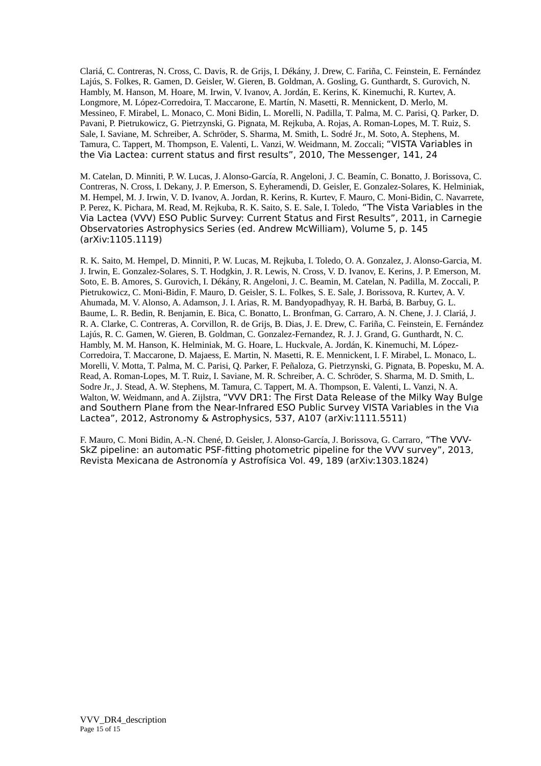Clariá, C. Contreras, N. Cross, C. Davis, R. de Grijs, I. Dékány, J. Drew, C. Fariña, C. Feinstein, E. Fernández Lajús, S. Folkes, R. Gamen, D. Geisler, W. Gieren, B. Goldman, A. Gosling, G. Gunthardt, S. Gurovich, N. Hambly, M. Hanson, M. Hoare, M. Irwin, V. Ivanov, A. Jordán, E. Kerins, K. Kinemuchi, R. Kurtev, A. Longmore, M. López-Corredoira, T. Maccarone, E. Martín, N. Masetti, R. Mennickent, D. Merlo, M. Messineo, F. Mirabel, L. Monaco, C. Moni Bidin, L. Morelli, N. Padilla, T. Palma, M. C. Parisi, Q. Parker, D. Pavani, P. Pietrukowicz, G. Pietrzynski, G. Pignata, M. Rejkuba, A. Rojas, A. Roman-Lopes, M. T. Ruiz, S. Sale, I. Saviane, M. Schreiber, A. Schröder, S. Sharma, M. Smith, L. Sodré Jr., M. Soto, A. Stephens, M. Tamura, C. Tappert, M. Thompson, E. Valenti, L. Vanzi, W. Weidmann, M. Zoccali; "VISTA Variables in the Via Lactea: current status and first results", 2010, The Messenger, 141, 24

M. Catelan, D. Minniti, P. W. Lucas, J. Alonso-García, R. Angeloni, J. C. Beamín, C. Bonatto, J. Borissova, C. Contreras, N. Cross, I. Dekany, J. P. Emerson, S. Eyheramendi, D. Geisler, E. Gonzalez-Solares, K. Helminiak, M. Hempel, M. J. Irwin, V. D. Ivanov, A. Jordan, R. Kerins, R. Kurtev, F. Mauro, C. Moni-Bidin, C. Navarrete, P. Perez, K. Pichara, M. Read, M. Rejkuba, R. K. Saito, S. E. Sale, I. Toledo, "The Vista Variables in the Via Lactea (VVV) ESO Public Survey: Current Status and First Results", 2011, in Carnegie Observatories Astrophysics Series (ed. Andrew McWilliam), Volume 5, p. 145 (arXiv:1105.1119)

R. K. Saito, M. Hempel, D. Minniti, P. W. Lucas, M. Rejkuba, I. Toledo, O. A. Gonzalez, J. Alonso-Garcia, M. J. Irwin, E. Gonzalez-Solares, S. T. Hodgkin, J. R. Lewis, N. Cross, V. D. Ivanov, E. Kerins, J. P. Emerson, M. Soto, E. B. Amores, S. Gurovich, I. Dékány, R. Angeloni, J. C. Beamin, M. Catelan, N. Padilla, M. Zoccali, P. Pietrukowicz, C. Moni-Bidin, F. Mauro, D. Geisler, S. L. Folkes, S. E. Sale, J. Borissova, R. Kurtev, A. V. Ahumada, M. V. Alonso, A. Adamson, J. I. Arias, R. M. Bandyopadhyay, R. H. Barbá, B. Barbuy, G. L. Baume, L. R. Bedin, R. Benjamin, E. Bica, C. Bonatto, L. Bronfman, G. Carraro, A. N. Chene, J. J. Clariá, J. R. A. Clarke, C. Contreras, A. Corvillon, R. de Grijs, B. Dias, J. E. Drew, C. Fariña, C. Feinstein, E. Fernández Lajús, R. C. Gamen, W. Gieren, B. Goldman, C. Gonzalez-Fernandez, R. J. J. Grand, G. Gunthardt, N. C. Hambly, M. M. Hanson, K. Helminiak, M. G. Hoare, L. Huckvale, A. Jordán, K. Kinemuchi, M. López-Corredoira, T. Maccarone, D. Majaess, E. Martin, N. Masetti, R. E. Mennickent, I. F. Mirabel, L. Monaco, L. Morelli, V. Motta, T. Palma, M. C. Parisi, Q. Parker, F. Peñaloza, G. Pietrzynski, G. Pignata, B. Popesku, M. A. Read, A. Roman-Lopes, M. T. Ruiz, I. Saviane, M. R. Schreiber, A. C. Schröder, S. Sharma, M. D. Smith, L. Sodre Jr., J. Stead, A. W. Stephens, M. Tamura, C. Tappert, M. A. Thompson, E. Valenti, L. Vanzi, N. A. Walton, W. Weidmann, and A. Zijlstra, "VVV DR1: The First Data Release of the Milky Way Bulge and Southern Plane from the Near-Infrared ESO Public Survey VISTA Variables in the Vıa Lactea", 2012, Astronomy & Astrophysics, 537, A107 (arXiv:1111.5511)

F. Mauro, C. Moni Bidin, A.-N. Chené, D. Geisler, J. Alonso-García, J. Borissova, G. Carraro, "The VVV-SkZ pipeline: an automatic PSF-fitting photometric pipeline for the VVV survey", 2013, Revista Mexicana de Astronomía y Astrofísica Vol. 49, 189 (arXiv:1303.1824)